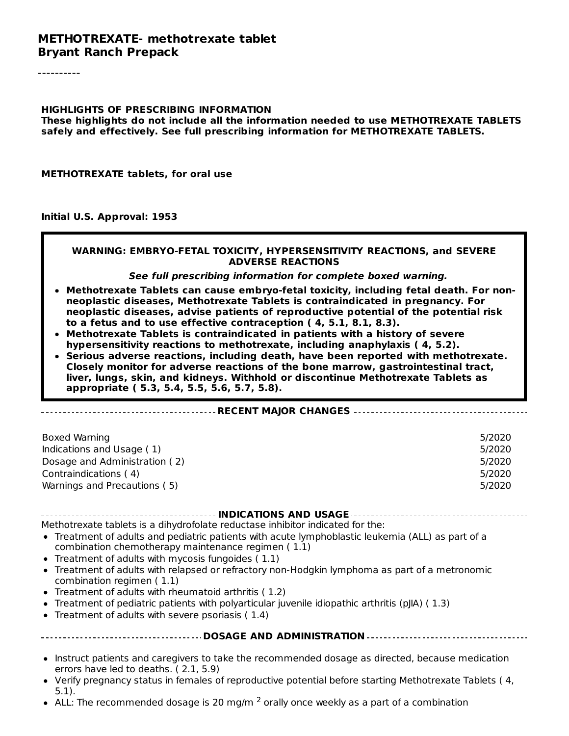# METHOTREXATE- methotrexate tablet
**Bryant Ranch Prepack**

----------

**HIGHLIGHTS OF PRESCRIBING INFORMATION**
**These highlights do not include all the information needed to use METHOTREXATE TABLETS safely and effectively. See full prescribing information for METHOTREXATE TABLETS.**

**METHOTREXATE tablets, for oral use**

**Initial U.S. Approval: 1953**

**WARNING: EMBRYO-FETAL TOXICITY, HYPERSENSITIVITY REACTIONS, and SEVERE ADVERSE REACTIONS**

***See full prescribing information for complete boxed warning.***

- **Methotrexate Tablets can cause embryo-fetal toxicity, including fetal death. For non-neoplastic diseases, Methotrexate Tablets is contraindicated in pregnancy. For neoplastic diseases, advise patients of reproductive potential of the potential risk to a fetus and to use effective contraception ( 4, 5.1, 8.1, 8.3).**
- **Methotrexate Tablets is contraindicated in patients with a history of severe hypersensitivity reactions to methotrexate, including anaphylaxis ( 4, 5.2).**
- **Serious adverse reactions, including death, have been reported with methotrexate. Closely monitor for adverse reactions of the bone marrow, gastrointestinal tract, liver, lungs, skin, and kidneys. Withhold or discontinue Methotrexate Tablets as appropriate ( 5.3, 5.4, 5.5, 5.6, 5.7, 5.8).**

**RECENT MAJOR CHANGES**

| | |
|---|---|
| Boxed Warning | 5/2020 |
| Indications and Usage ( 1) | 5/2020 |
| Dosage and Administration ( 2) | 5/2020 |
| Contraindications ( 4) | 5/2020 |
| Warnings and Precautions ( 5) | 5/2020 |

**INDICATIONS AND USAGE**

Methotrexate tablets is a dihydrofolate reductase inhibitor indicated for the:

- Treatment of adults and pediatric patients with acute lymphoblastic leukemia (ALL) as part of a combination chemotherapy maintenance regimen ( 1.1)
- Treatment of adults with mycosis fungoides ( 1.1)
- Treatment of adults with relapsed or refractory non-Hodgkin lymphoma as part of a metronomic combination regimen ( 1.1)
- Treatment of adults with rheumatoid arthritis ( 1.2)
- Treatment of pediatric patients with polyarticular juvenile idiopathic arthritis (pJIA) ( 1.3)
- Treatment of adults with severe psoriasis ( 1.4)

**DOSAGE AND ADMINISTRATION**

- Instruct patients and caregivers to take the recommended dosage as directed, because medication errors have led to deaths. ( 2.1, 5.9)
- Verify pregnancy status in females of reproductive potential before starting Methotrexate Tablets ( 4, 5.1).
- ALL: The recommended dosage is 20 mg/m $^2$ orally once weekly as a part of a combination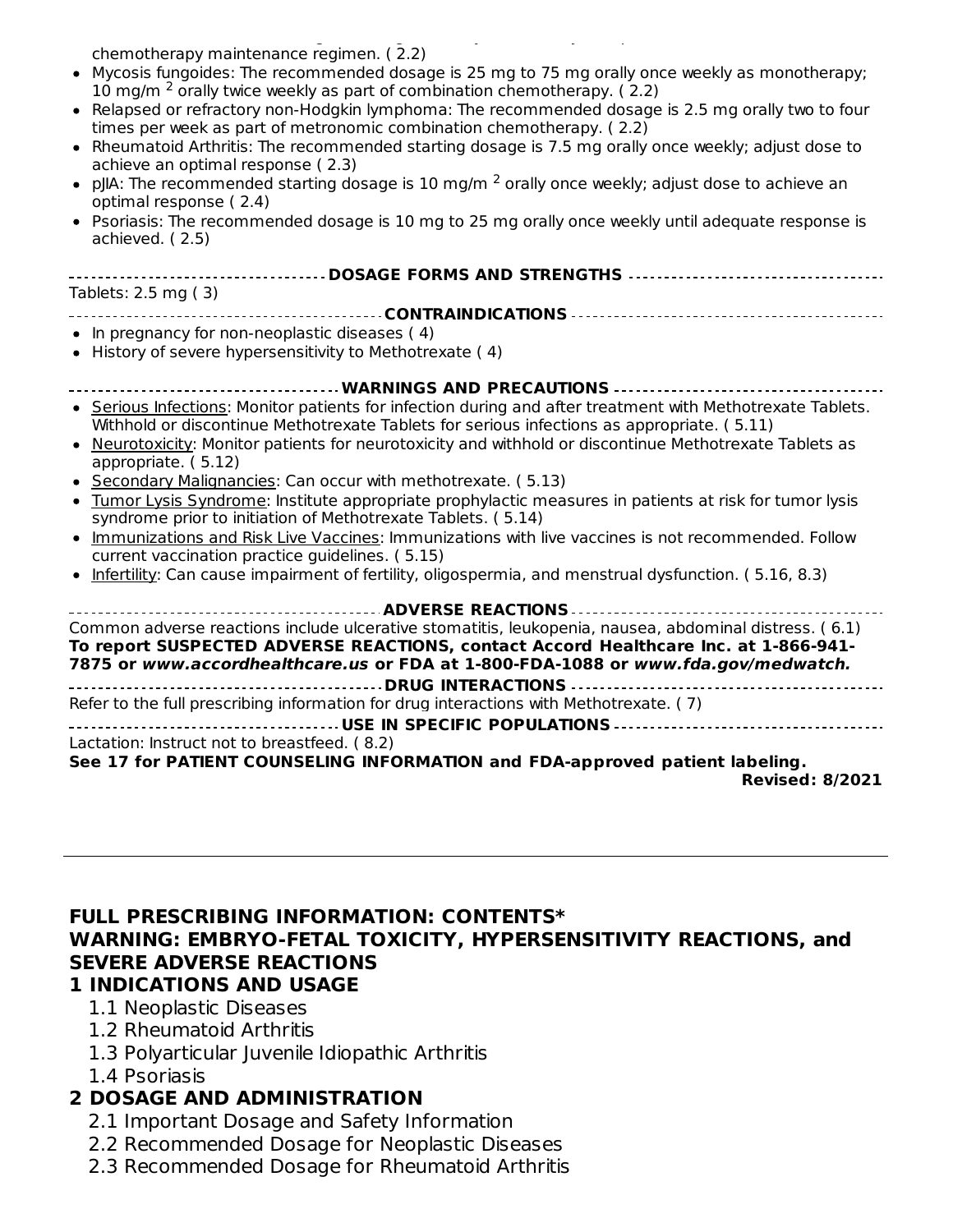chemotherapy maintenance regimen. ( 2.2)

- Mycosis fungoides: The recommended dosage is 25 mg to 75 mg orally once weekly as monotherapy; 10 mg/m $^2$ orally twice weekly as part of combination chemotherapy. ( 2.2)
- Relapsed or refractory non-Hodgkin lymphoma: The recommended dosage is 2.5 mg orally two to four times per week as part of metronomic combination chemotherapy. ( 2.2)
- Rheumatoid Arthritis: The recommended starting dosage is 7.5 mg orally once weekly; adjust dose to achieve an optimal response ( 2.3)
- pJIA: The recommended starting dosage is 10 mg/m $^2$ orally once weekly; adjust dose to achieve an optimal response ( 2.4)
- Psoriasis: The recommended dosage is 10 mg to 25 mg orally once weekly until adequate response is achieved. ( 2.5)

**DOSAGE FORMS AND STRENGTHS**

Tablets: 2.5 mg ( 3)

**CONTRAINDICATIONS**

- In pregnancy for non-neoplastic diseases ( 4)
- History of severe hypersensitivity to Methotrexate ( 4)

**WARNINGS AND PRECAUTIONS**

- Serious Infections: Monitor patients for infection during and after treatment with Methotrexate Tablets. Withhold or discontinue Methotrexate Tablets for serious infections as appropriate. ( 5.11)
- Neurotoxicity: Monitor patients for neurotoxicity and withhold or discontinue Methotrexate Tablets as appropriate. ( 5.12)
- Secondary Malignancies: Can occur with methotrexate. ( 5.13)
- Tumor Lysis Syndrome: Institute appropriate prophylactic measures in patients at risk for tumor lysis syndrome prior to initiation of Methotrexate Tablets. ( 5.14)
- Immunizations and Risk Live Vaccines: Immunizations with live vaccines is not recommended. Follow current vaccination practice guidelines. ( 5.15)
- Infertility: Can cause impairment of fertility, oligospermia, and menstrual dysfunction. ( 5.16, 8.3)

**ADVERSE REACTIONS**

Common adverse reactions include ulcerative stomatitis, leukopenia, nausea, abdominal distress. ( 6.1)
**To report SUSPECTED ADVERSE REACTIONS, contact Accord Healthcare Inc. at 1-866-941-7875 or *www.accordhealthcare.us* or FDA at 1-800-FDA-1088 or *www.fda.gov/medwatch.***

**DRUG INTERACTIONS**

Refer to the full prescribing information for drug interactions with Methotrexate. ( 7)

**USE IN SPECIFIC POPULATIONS**

Lactation: Instruct not to breastfeed. ( 8.2)

**See 17 for PATIENT COUNSELING INFORMATION and FDA-approved patient labeling.**

**Revised: 8/2021**

---

## FULL PRESCRIBING INFORMATION: CONTENTS*

**WARNING: EMBRYO-FETAL TOXICITY, HYPERSENSITIVITY REACTIONS, and SEVERE ADVERSE REACTIONS**

**1 INDICATIONS AND USAGE**

- 1.1 Neoplastic Diseases
- 1.2 Rheumatoid Arthritis
- 1.3 Polyarticular Juvenile Idiopathic Arthritis
- 1.4 Psoriasis

**2 DOSAGE AND ADMINISTRATION**

- 2.1 Important Dosage and Safety Information
- 2.2 Recommended Dosage for Neoplastic Diseases
- 2.3 Recommended Dosage for Rheumatoid Arthritis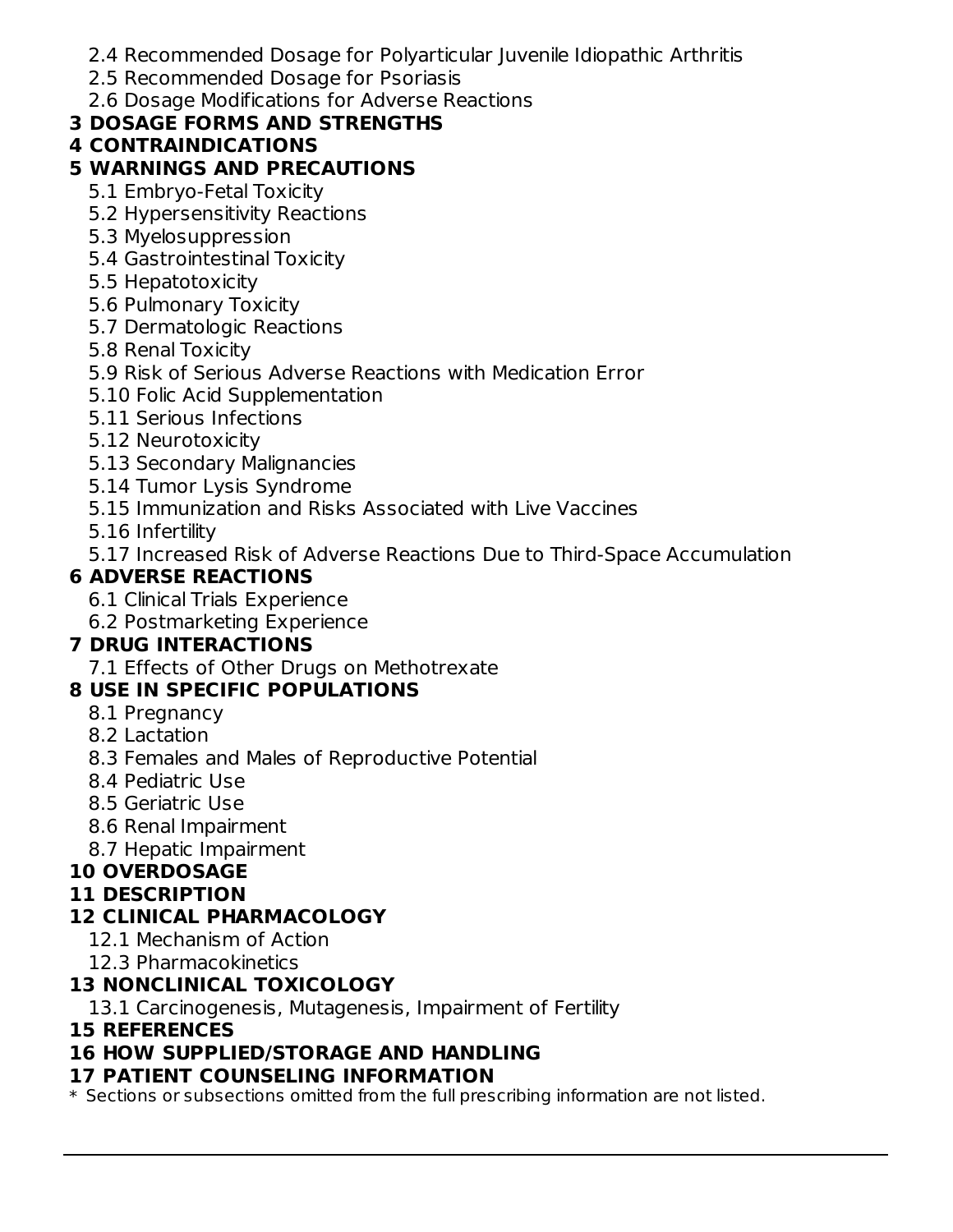- 2.4 Recommended Dosage for Polyarticular Juvenile Idiopathic Arthritis
- 2.5 Recommended Dosage for Psoriasis
- 2.6 Dosage Modifications for Adverse Reactions

**3 DOSAGE FORMS AND STRENGTHS**

**4 CONTRAINDICATIONS**

**5 WARNINGS AND PRECAUTIONS**

- 5.1 Embryo-Fetal Toxicity
- 5.2 Hypersensitivity Reactions
- 5.3 Myelosuppression
- 5.4 Gastrointestinal Toxicity
- 5.5 Hepatotoxicity
- 5.6 Pulmonary Toxicity
- 5.7 Dermatologic Reactions
- 5.8 Renal Toxicity
- 5.9 Risk of Serious Adverse Reactions with Medication Error
- 5.10 Folic Acid Supplementation
- 5.11 Serious Infections
- 5.12 Neurotoxicity
- 5.13 Secondary Malignancies
- 5.14 Tumor Lysis Syndrome
- 5.15 Immunization and Risks Associated with Live Vaccines
- 5.16 Infertility
- 5.17 Increased Risk of Adverse Reactions Due to Third-Space Accumulation

**6 ADVERSE REACTIONS**

- 6.1 Clinical Trials Experience
- 6.2 Postmarketing Experience

**7 DRUG INTERACTIONS**

- 7.1 Effects of Other Drugs on Methotrexate

**8 USE IN SPECIFIC POPULATIONS**

- 8.1 Pregnancy
- 8.2 Lactation
- 8.3 Females and Males of Reproductive Potential
- 8.4 Pediatric Use
- 8.5 Geriatric Use
- 8.6 Renal Impairment
- 8.7 Hepatic Impairment

**10 OVERDOSAGE**

**11 DESCRIPTION**

**12 CLINICAL PHARMACOLOGY**

- 12.1 Mechanism of Action
- 12.3 Pharmacokinetics

**13 NONCLINICAL TOXICOLOGY**

- 13.1 Carcinogenesis, Mutagenesis, Impairment of Fertility

**15 REFERENCES**

**16 HOW SUPPLIED/STORAGE AND HANDLING**

**17 PATIENT COUNSELING INFORMATION**

\* Sections or subsections omitted from the full prescribing information are not listed.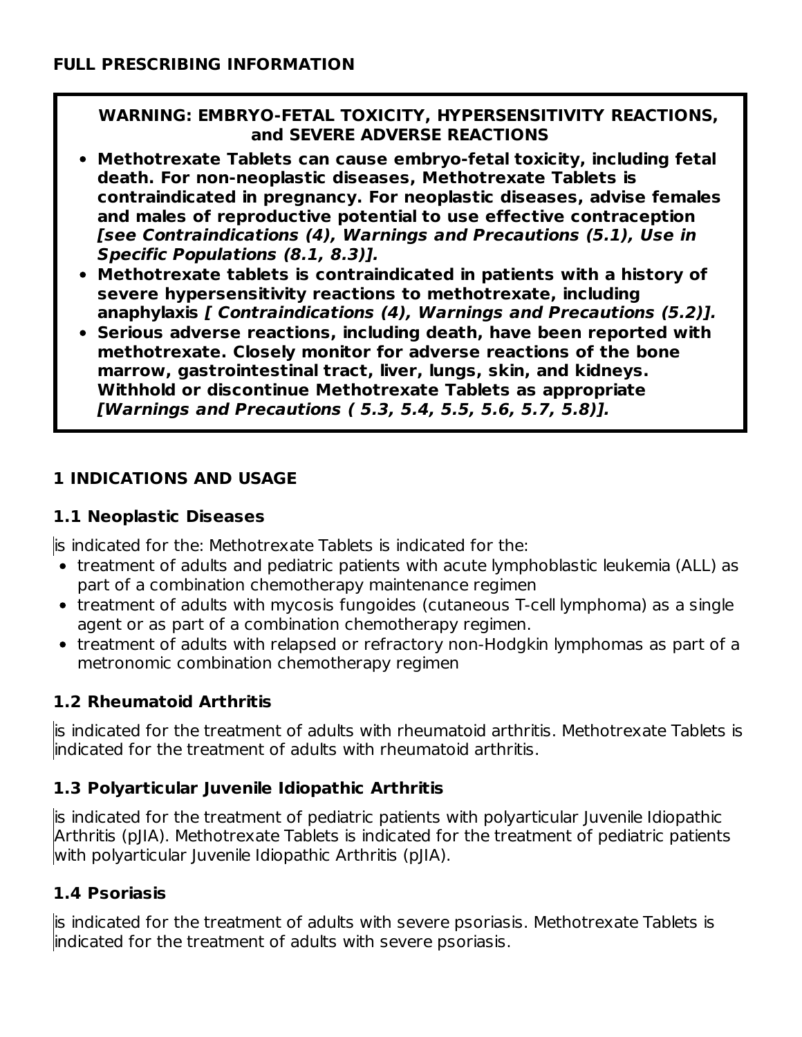## FULL PRESCRIBING INFORMATION

**WARNING: EMBRYO-FETAL TOXICITY, HYPERSENSITIVITY REACTIONS, and SEVERE ADVERSE REACTIONS**

- **Methotrexate Tablets can cause embryo-fetal toxicity, including fetal death. For non-neoplastic diseases, Methotrexate Tablets is contraindicated in pregnancy. For neoplastic diseases, advise females and males of reproductive potential to use effective contraception *[see Contraindications (4), Warnings and Precautions (5.1), Use in Specific Populations (8.1, 8.3)]*.**
- **Methotrexate tablets is contraindicated in patients with a history of severe hypersensitivity reactions to methotrexate, including anaphylaxis *[ Contraindications (4), Warnings and Precautions (5.2)]*.**
- **Serious adverse reactions, including death, have been reported with methotrexate. Closely monitor for adverse reactions of the bone marrow, gastrointestinal tract, liver, lungs, skin, and kidneys. Withhold or discontinue Methotrexate Tablets as appropriate *[Warnings and Precautions ( 5.3, 5.4, 5.5, 5.6, 5.7, 5.8)]*.**

## 1 INDICATIONS AND USAGE

### 1.1 Neoplastic Diseases

is indicated for the: Methotrexate Tablets is indicated for the:

- treatment of adults and pediatric patients with acute lymphoblastic leukemia (ALL) as part of a combination chemotherapy maintenance regimen
- treatment of adults with mycosis fungoides (cutaneous T-cell lymphoma) as a single agent or as part of a combination chemotherapy regimen.
- treatment of adults with relapsed or refractory non-Hodgkin lymphomas as part of a metronomic combination chemotherapy regimen

### 1.2 Rheumatoid Arthritis

is indicated for the treatment of adults with rheumatoid arthritis. Methotrexate Tablets is indicated for the treatment of adults with rheumatoid arthritis.

### 1.3 Polyarticular Juvenile Idiopathic Arthritis

is indicated for the treatment of pediatric patients with polyarticular Juvenile Idiopathic Arthritis (pJIA). Methotrexate Tablets is indicated for the treatment of pediatric patients with polyarticular Juvenile Idiopathic Arthritis (pJIA).

### 1.4 Psoriasis

is indicated for the treatment of adults with severe psoriasis. Methotrexate Tablets is indicated for the treatment of adults with severe psoriasis.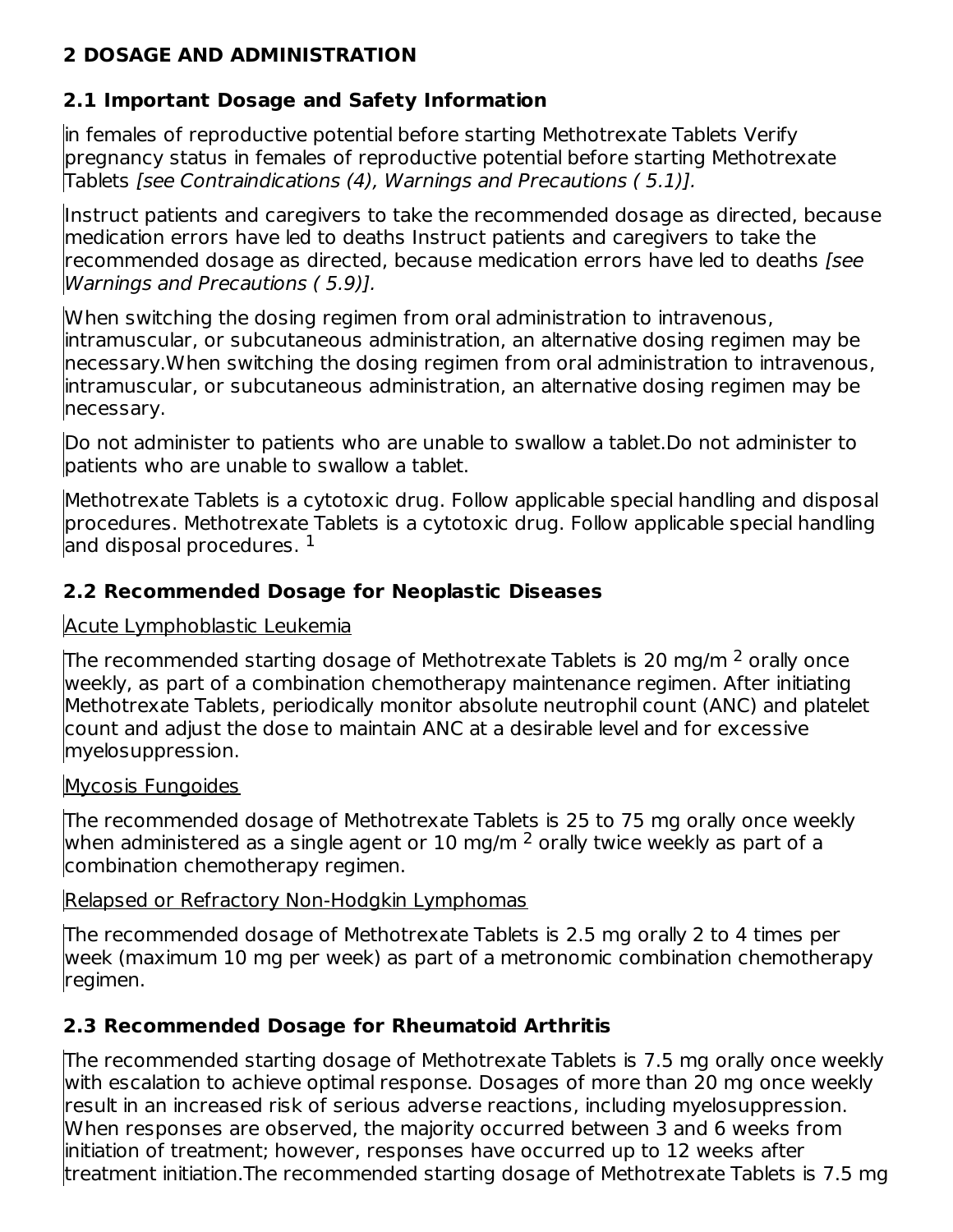# 2 DOSAGE AND ADMINISTRATION

## 2.1 Important Dosage and Safety Information

in females of reproductive potential before starting Methotrexate Tablets Verify pregnancy status in females of reproductive potential before starting Methotrexate Tablets *[see Contraindications (4), Warnings and Precautions ( 5.1)].*

Instruct patients and caregivers to take the recommended dosage as directed, because medication errors have led to deaths Instruct patients and caregivers to take the recommended dosage as directed, because medication errors have led to deaths *[see Warnings and Precautions ( 5.9)].*

When switching the dosing regimen from oral administration to intravenous, intramuscular, or subcutaneous administration, an alternative dosing regimen may be necessary.When switching the dosing regimen from oral administration to intravenous, intramuscular, or subcutaneous administration, an alternative dosing regimen may be necessary.

Do not administer to patients who are unable to swallow a tablet.Do not administer to patients who are unable to swallow a tablet.

Methotrexate Tablets is a cytotoxic drug. Follow applicable special handling and disposal procedures. Methotrexate Tablets is a cytotoxic drug. Follow applicable special handling and disposal procedures. [1]

## 2.2 Recommended Dosage for Neoplastic Diseases

Acute Lymphoblastic Leukemia

The recommended starting dosage of Methotrexate Tablets is 20 mg/m $^2$ orally once weekly, as part of a combination chemotherapy maintenance regimen. After initiating Methotrexate Tablets, periodically monitor absolute neutrophil count (ANC) and platelet count and adjust the dose to maintain ANC at a desirable level and for excessive myelosuppression.

Mycosis Fungoides

The recommended dosage of Methotrexate Tablets is 25 to 75 mg orally once weekly when administered as a single agent or 10 mg/m $^2$ orally twice weekly as part of a combination chemotherapy regimen.

Relapsed or Refractory Non-Hodgkin Lymphomas

The recommended dosage of Methotrexate Tablets is 2.5 mg orally 2 to 4 times per week (maximum 10 mg per week) as part of a metronomic combination chemotherapy regimen.

## 2.3 Recommended Dosage for Rheumatoid Arthritis

The recommended starting dosage of Methotrexate Tablets is 7.5 mg orally once weekly with escalation to achieve optimal response. Dosages of more than 20 mg once weekly result in an increased risk of serious adverse reactions, including myelosuppression. When responses are observed, the majority occurred between 3 and 6 weeks from initiation of treatment; however, responses have occurred up to 12 weeks after treatment initiation.The recommended starting dosage of Methotrexate Tablets is 7.5 mg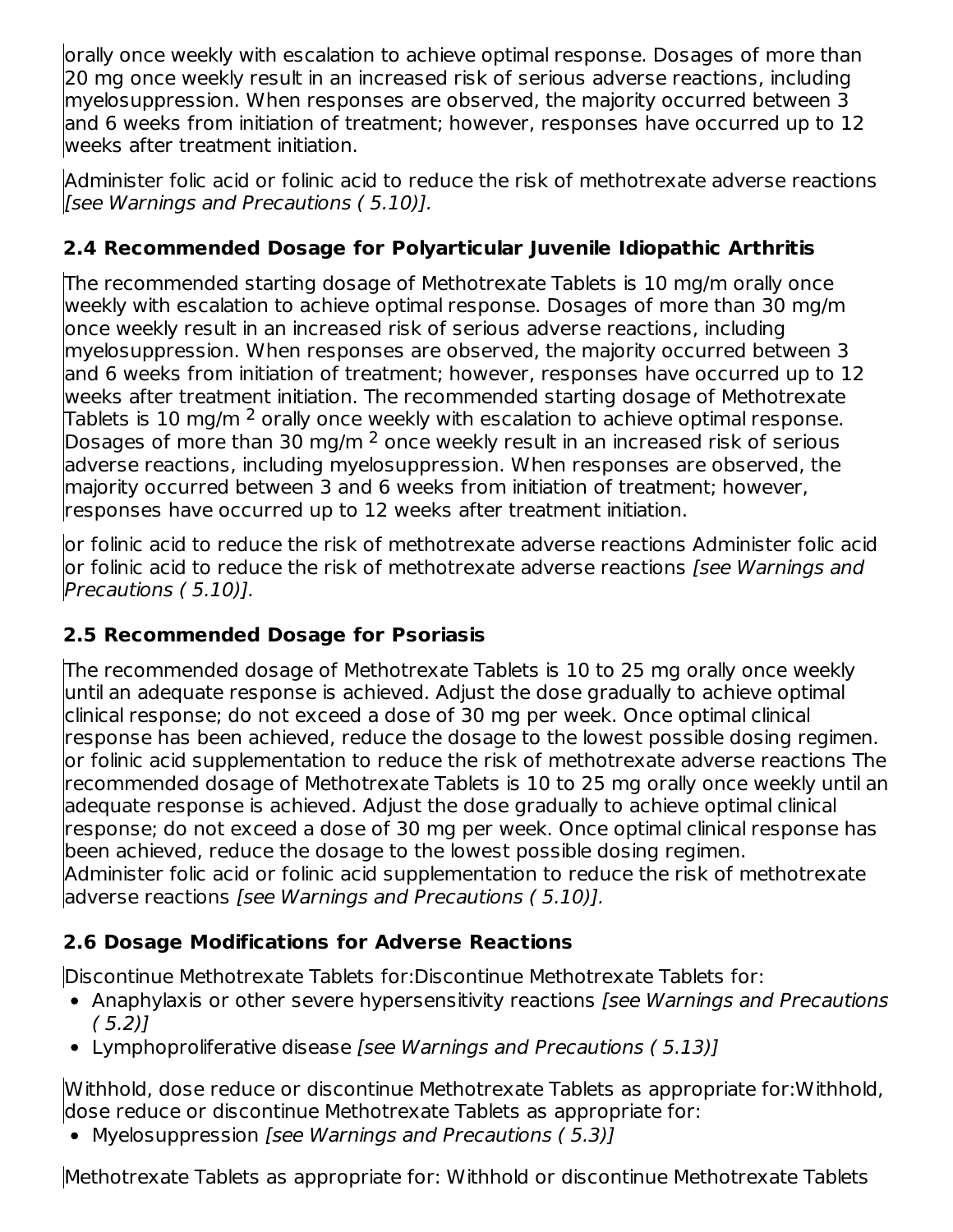orally once weekly with escalation to achieve optimal response. Dosages of more than 20 mg once weekly result in an increased risk of serious adverse reactions, including myelosuppression. When responses are observed, the majority occurred between 3 and 6 weeks from initiation of treatment; however, responses have occurred up to 12 weeks after treatment initiation.

Administer folic acid or folinic acid to reduce the risk of methotrexate adverse reactions *[see Warnings and Precautions ( 5.10)].*

### 2.4 Recommended Dosage for Polyarticular Juvenile Idiopathic Arthritis

The recommended starting dosage of Methotrexate Tablets is 10 mg/m orally once weekly with escalation to achieve optimal response. Dosages of more than 30 mg/m once weekly result in an increased risk of serious adverse reactions, including myelosuppression. When responses are observed, the majority occurred between 3 and 6 weeks from initiation of treatment; however, responses have occurred up to 12 weeks after treatment initiation. The recommended starting dosage of Methotrexate Tablets is 10 mg/m $^{2}$ orally once weekly with escalation to achieve optimal response. Dosages of more than 30 mg/m $^{2}$ once weekly result in an increased risk of serious adverse reactions, including myelosuppression. When responses are observed, the majority occurred between 3 and 6 weeks from initiation of treatment; however, responses have occurred up to 12 weeks after treatment initiation.

or folinic acid to reduce the risk of methotrexate adverse reactions Administer folic acid or folinic acid to reduce the risk of methotrexate adverse reactions *[see Warnings and Precautions ( 5.10)].*

### 2.5 Recommended Dosage for Psoriasis

The recommended dosage of Methotrexate Tablets is 10 to 25 mg orally once weekly until an adequate response is achieved. Adjust the dose gradually to achieve optimal clinical response; do not exceed a dose of 30 mg per week. Once optimal clinical response has been achieved, reduce the dosage to the lowest possible dosing regimen. or folinic acid supplementation to reduce the risk of methotrexate adverse reactions The recommended dosage of Methotrexate Tablets is 10 to 25 mg orally once weekly until an adequate response is achieved. Adjust the dose gradually to achieve optimal clinical response; do not exceed a dose of 30 mg per week. Once optimal clinical response has been achieved, reduce the dosage to the lowest possible dosing regimen. Administer folic acid or folinic acid supplementation to reduce the risk of methotrexate adverse reactions *[see Warnings and Precautions ( 5.10)].*

### 2.6 Dosage Modifications for Adverse Reactions

Discontinue Methotrexate Tablets for:Discontinue Methotrexate Tablets for:

- Anaphylaxis or other severe hypersensitivity reactions *[see Warnings and Precautions ( 5.2)]*
- Lymphoproliferative disease *[see Warnings and Precautions ( 5.13)]*

Withhold, dose reduce or discontinue Methotrexate Tablets as appropriate for:Withhold, dose reduce or discontinue Methotrexate Tablets as appropriate for:

- Myelosuppression *[see Warnings and Precautions ( 5.3)]*

Methotrexate Tablets as appropriate for: Withhold or discontinue Methotrexate Tablets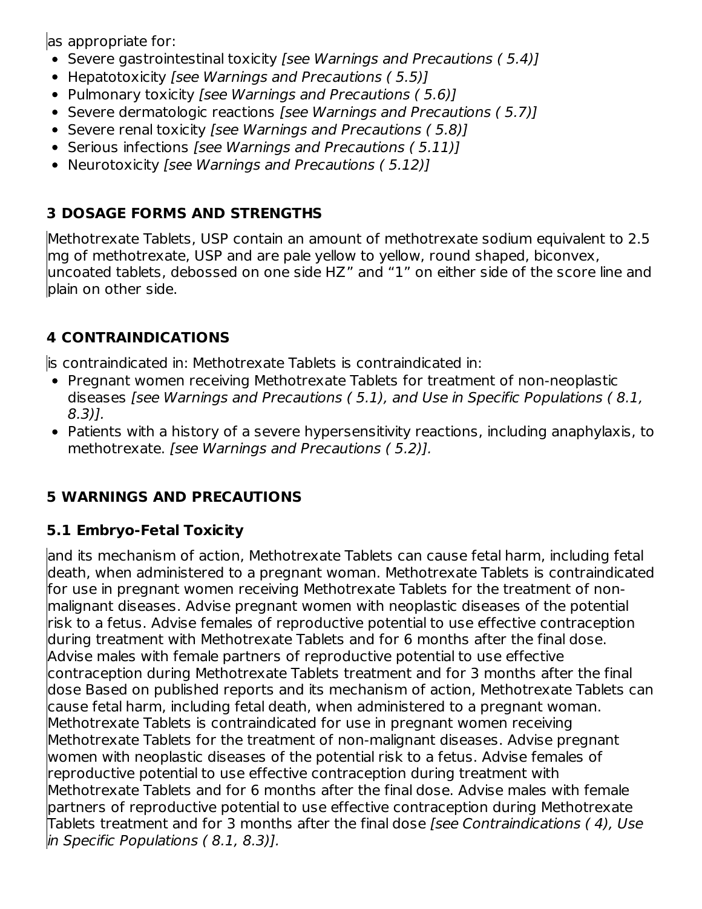as appropriate for:

- Severe gastrointestinal toxicity *[see Warnings and Precautions ( 5.4)]*
- Hepatotoxicity *[see Warnings and Precautions ( 5.5)]*
- Pulmonary toxicity *[see Warnings and Precautions ( 5.6)]*
- Severe dermatologic reactions *[see Warnings and Precautions ( 5.7)]*
- Severe renal toxicity *[see Warnings and Precautions ( 5.8)]*
- Serious infections *[see Warnings and Precautions ( 5.11)]*
- Neurotoxicity *[see Warnings and Precautions ( 5.12)]*

## 3 DOSAGE FORMS AND STRENGTHS

Methotrexate Tablets, USP contain an amount of methotrexate sodium equivalent to 2.5 mg of methotrexate, USP and are pale yellow to yellow, round shaped, biconvex, uncoated tablets, debossed on one side HZ" and "1" on either side of the score line and plain on other side.

## 4 CONTRAINDICATIONS

is contraindicated in: Methotrexate Tablets is contraindicated in:

- Pregnant women receiving Methotrexate Tablets for treatment of non-neoplastic diseases *[see Warnings and Precautions ( 5.1), and Use in Specific Populations ( 8.1, 8.3)].*
- Patients with a history of a severe hypersensitivity reactions, including anaphylaxis, to methotrexate. *[see Warnings and Precautions ( 5.2)].*

## 5 WARNINGS AND PRECAUTIONS

### 5.1 Embryo-Fetal Toxicity

and its mechanism of action, Methotrexate Tablets can cause fetal harm, including fetal death, when administered to a pregnant woman. Methotrexate Tablets is contraindicated for use in pregnant women receiving Methotrexate Tablets for the treatment of non-malignant diseases. Advise pregnant women with neoplastic diseases of the potential risk to a fetus. Advise females of reproductive potential to use effective contraception during treatment with Methotrexate Tablets and for 6 months after the final dose. Advise males with female partners of reproductive potential to use effective contraception during Methotrexate Tablets treatment and for 3 months after the final dose Based on published reports and its mechanism of action, Methotrexate Tablets can cause fetal harm, including fetal death, when administered to a pregnant woman. Methotrexate Tablets is contraindicated for use in pregnant women receiving Methotrexate Tablets for the treatment of non-malignant diseases. Advise pregnant women with neoplastic diseases of the potential risk to a fetus. Advise females of reproductive potential to use effective contraception during treatment with Methotrexate Tablets and for 6 months after the final dose. Advise males with female partners of reproductive potential to use effective contraception during Methotrexate Tablets treatment and for 3 months after the final dose *[see Contraindications ( 4), Use in Specific Populations ( 8.1, 8.3)].*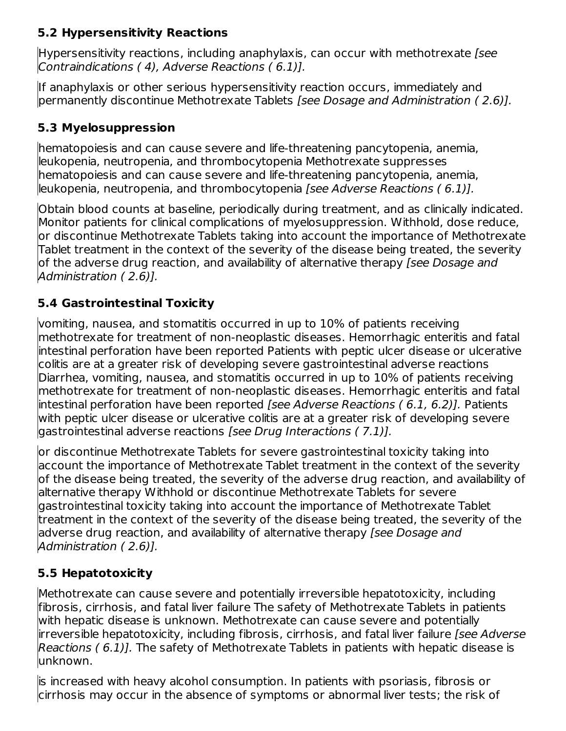### 5.2 Hypersensitivity Reactions

Hypersensitivity reactions, including anaphylaxis, can occur with methotrexate *[see Contraindications ( 4), Adverse Reactions ( 6.1)].*

If anaphylaxis or other serious hypersensitivity reaction occurs, immediately and permanently discontinue Methotrexate Tablets *[see Dosage and Administration ( 2.6)].*

### 5.3 Myelosuppression

hematopoiesis and can cause severe and life-threatening pancytopenia, anemia, leukopenia, neutropenia, and thrombocytopenia Methotrexate suppresses hematopoiesis and can cause severe and life-threatening pancytopenia, anemia, leukopenia, neutropenia, and thrombocytopenia *[see Adverse Reactions ( 6.1)].*

Obtain blood counts at baseline, periodically during treatment, and as clinically indicated. Monitor patients for clinical complications of myelosuppression. Withhold, dose reduce, or discontinue Methotrexate Tablets taking into account the importance of Methotrexate Tablet treatment in the context of the severity of the disease being treated, the severity of the adverse drug reaction, and availability of alternative therapy *[see Dosage and Administration ( 2.6)].*

### 5.4 Gastrointestinal Toxicity

vomiting, nausea, and stomatitis occurred in up to 10% of patients receiving methotrexate for treatment of non-neoplastic diseases. Hemorrhagic enteritis and fatal intestinal perforation have been reported Patients with peptic ulcer disease or ulcerative colitis are at a greater risk of developing severe gastrointestinal adverse reactions Diarrhea, vomiting, nausea, and stomatitis occurred in up to 10% of patients receiving methotrexate for treatment of non-neoplastic diseases. Hemorrhagic enteritis and fatal intestinal perforation have been reported *[see Adverse Reactions ( 6.1, 6.2)].* Patients with peptic ulcer disease or ulcerative colitis are at a greater risk of developing severe gastrointestinal adverse reactions *[see Drug Interactions ( 7.1)].*

or discontinue Methotrexate Tablets for severe gastrointestinal toxicity taking into account the importance of Methotrexate Tablet treatment in the context of the severity of the disease being treated, the severity of the adverse drug reaction, and availability of alternative therapy Withhold or discontinue Methotrexate Tablets for severe gastrointestinal toxicity taking into account the importance of Methotrexate Tablet treatment in the context of the severity of the disease being treated, the severity of the adverse drug reaction, and availability of alternative therapy *[see Dosage and Administration ( 2.6)].*

### 5.5 Hepatotoxicity

Methotrexate can cause severe and potentially irreversible hepatotoxicity, including fibrosis, cirrhosis, and fatal liver failure The safety of Methotrexate Tablets in patients with hepatic disease is unknown. Methotrexate can cause severe and potentially irreversible hepatotoxicity, including fibrosis, cirrhosis, and fatal liver failure *[see Adverse Reactions ( 6.1)].* The safety of Methotrexate Tablets in patients with hepatic disease is unknown.

is increased with heavy alcohol consumption. In patients with psoriasis, fibrosis or cirrhosis may occur in the absence of symptoms or abnormal liver tests; the risk of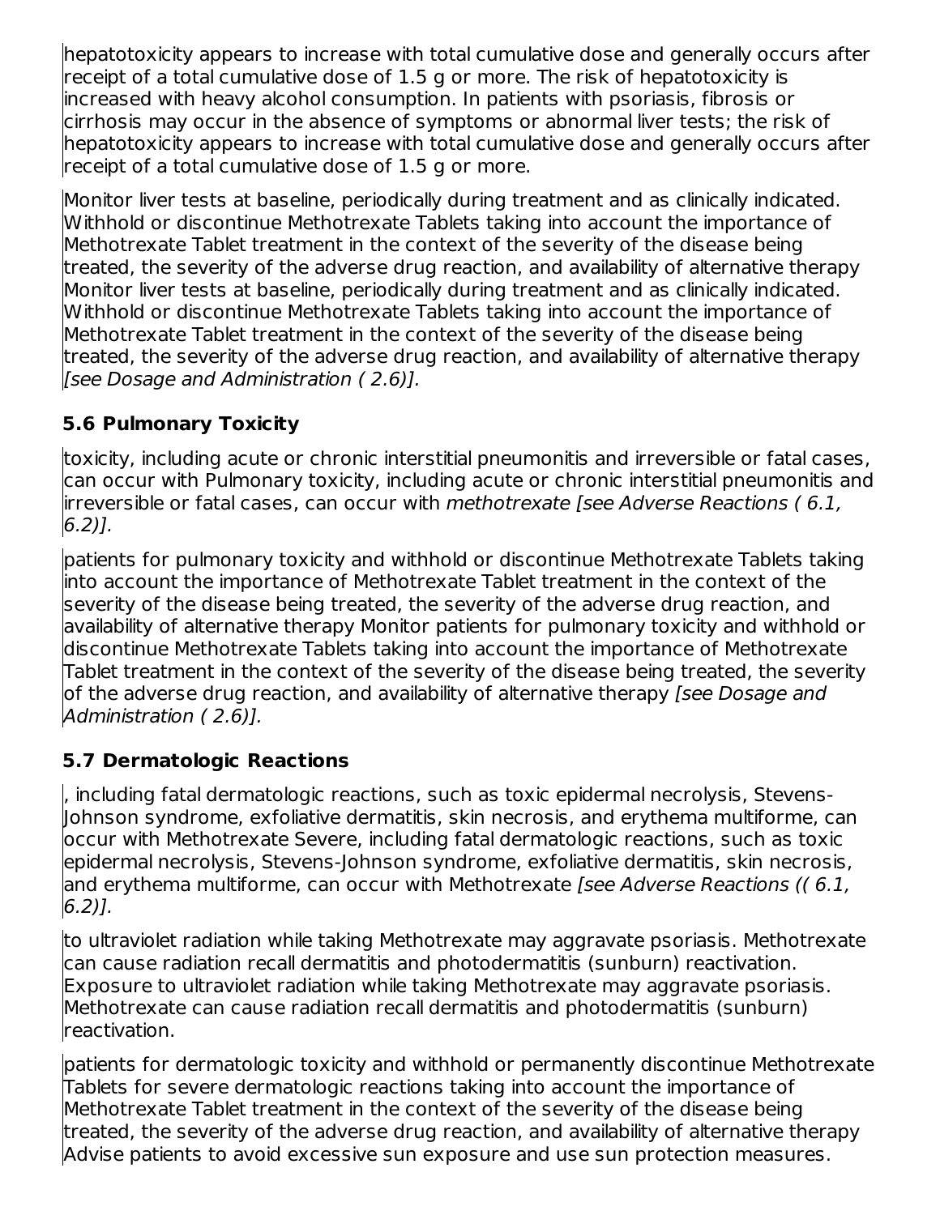hepatotoxicity appears to increase with total cumulative dose and generally occurs after receipt of a total cumulative dose of 1.5 g or more. The risk of hepatotoxicity is increased with heavy alcohol consumption. In patients with psoriasis, fibrosis or cirrhosis may occur in the absence of symptoms or abnormal liver tests; the risk of hepatotoxicity appears to increase with total cumulative dose and generally occurs after receipt of a total cumulative dose of 1.5 g or more.

Monitor liver tests at baseline, periodically during treatment and as clinically indicated. Withhold or discontinue Methotrexate Tablets taking into account the importance of Methotrexate Tablet treatment in the context of the severity of the disease being treated, the severity of the adverse drug reaction, and availability of alternative therapy Monitor liver tests at baseline, periodically during treatment and as clinically indicated. Withhold or discontinue Methotrexate Tablets taking into account the importance of Methotrexate Tablet treatment in the context of the severity of the disease being treated, the severity of the adverse drug reaction, and availability of alternative therapy *[see Dosage and Administration ( 2.6)].*

### 5.6 Pulmonary Toxicity

toxicity, including acute or chronic interstitial pneumonitis and irreversible or fatal cases, can occur with Pulmonary toxicity, including acute or chronic interstitial pneumonitis and irreversible or fatal cases, can occur with *methotrexate [see Adverse Reactions ( 6.1, 6.2)].*

patients for pulmonary toxicity and withhold or discontinue Methotrexate Tablets taking into account the importance of Methotrexate Tablet treatment in the context of the severity of the disease being treated, the severity of the adverse drug reaction, and availability of alternative therapy Monitor patients for pulmonary toxicity and withhold or discontinue Methotrexate Tablets taking into account the importance of Methotrexate Tablet treatment in the context of the severity of the disease being treated, the severity of the adverse drug reaction, and availability of alternative therapy *[see Dosage and Administration ( 2.6)].*

### 5.7 Dermatologic Reactions

, including fatal dermatologic reactions, such as toxic epidermal necrolysis, Stevens-Johnson syndrome, exfoliative dermatitis, skin necrosis, and erythema multiforme, can occur with Methotrexate Severe, including fatal dermatologic reactions, such as toxic epidermal necrolysis, Stevens-Johnson syndrome, exfoliative dermatitis, skin necrosis, and erythema multiforme, can occur with Methotrexate *[see Adverse Reactions (( 6.1, 6.2)].*

to ultraviolet radiation while taking Methotrexate may aggravate psoriasis. Methotrexate can cause radiation recall dermatitis and photodermatitis (sunburn) reactivation. Exposure to ultraviolet radiation while taking Methotrexate may aggravate psoriasis. Methotrexate can cause radiation recall dermatitis and photodermatitis (sunburn) reactivation.

patients for dermatologic toxicity and withhold or permanently discontinue Methotrexate Tablets for severe dermatologic reactions taking into account the importance of Methotrexate Tablet treatment in the context of the severity of the disease being treated, the severity of the adverse drug reaction, and availability of alternative therapy Advise patients to avoid excessive sun exposure and use sun protection measures.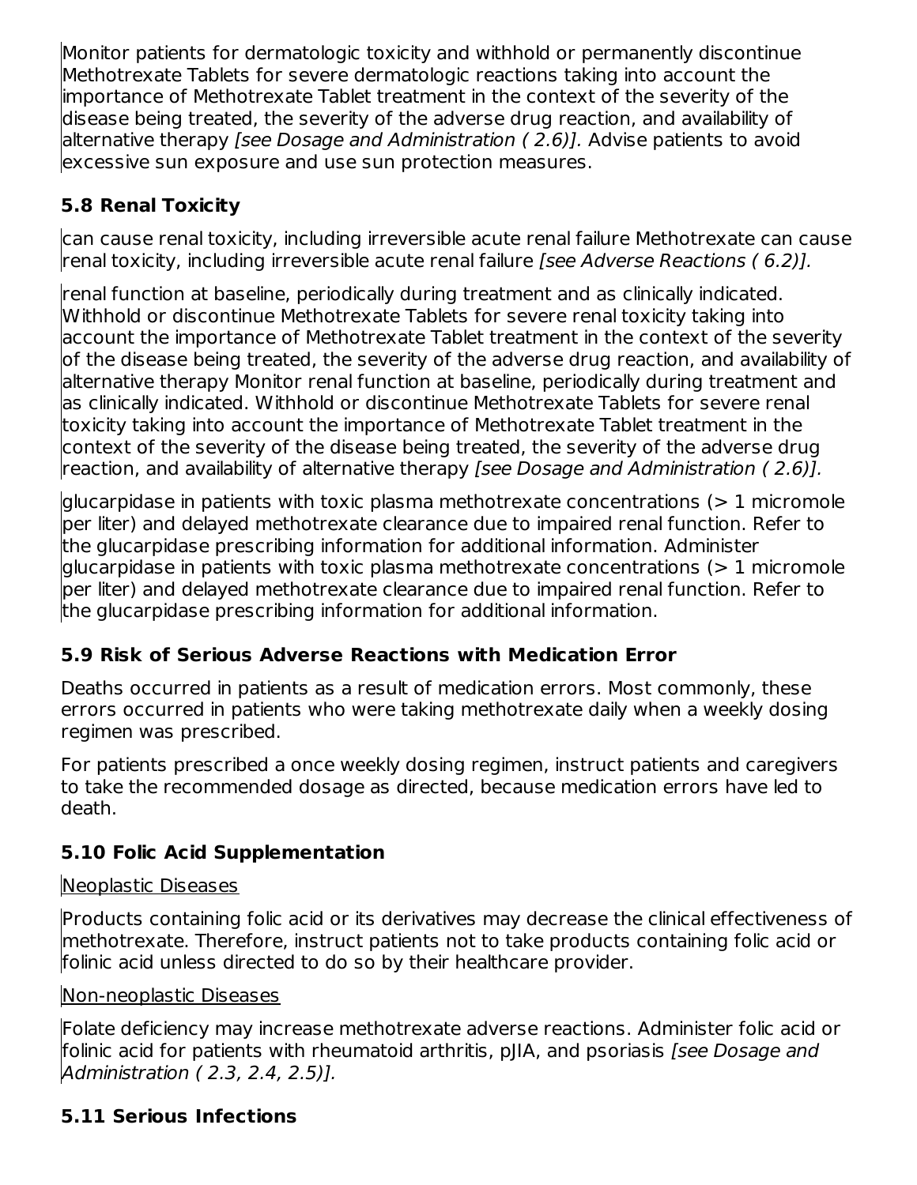Monitor patients for dermatologic toxicity and withhold or permanently discontinue Methotrexate Tablets for severe dermatologic reactions taking into account the importance of Methotrexate Tablet treatment in the context of the severity of the disease being treated, the severity of the adverse drug reaction, and availability of alternative therapy *[see Dosage and Administration ( 2.6)].* Advise patients to avoid excessive sun exposure and use sun protection measures.

### 5.8 Renal Toxicity

can cause renal toxicity, including irreversible acute renal failure Methotrexate can cause renal toxicity, including irreversible acute renal failure *[see Adverse Reactions ( 6.2)].*

renal function at baseline, periodically during treatment and as clinically indicated. Withhold or discontinue Methotrexate Tablets for severe renal toxicity taking into account the importance of Methotrexate Tablet treatment in the context of the severity of the disease being treated, the severity of the adverse drug reaction, and availability of alternative therapy Monitor renal function at baseline, periodically during treatment and as clinically indicated. Withhold or discontinue Methotrexate Tablets for severe renal toxicity taking into account the importance of Methotrexate Tablet treatment in the context of the severity of the disease being treated, the severity of the adverse drug reaction, and availability of alternative therapy *[see Dosage and Administration ( 2.6)].*

glucarpidase in patients with toxic plasma methotrexate concentrations (> 1 micromole per liter) and delayed methotrexate clearance due to impaired renal function. Refer to the glucarpidase prescribing information for additional information. Administer glucarpidase in patients with toxic plasma methotrexate concentrations (> 1 micromole per liter) and delayed methotrexate clearance due to impaired renal function. Refer to the glucarpidase prescribing information for additional information.

### 5.9 Risk of Serious Adverse Reactions with Medication Error

Deaths occurred in patients as a result of medication errors. Most commonly, these errors occurred in patients who were taking methotrexate daily when a weekly dosing regimen was prescribed.

For patients prescribed a once weekly dosing regimen, instruct patients and caregivers to take the recommended dosage as directed, because medication errors have led to death.

### 5.10 Folic Acid Supplementation

Neoplastic Diseases

Products containing folic acid or its derivatives may decrease the clinical effectiveness of methotrexate. Therefore, instruct patients not to take products containing folic acid or folinic acid unless directed to do so by their healthcare provider.

Non-neoplastic Diseases

Folate deficiency may increase methotrexate adverse reactions. Administer folic acid or folinic acid for patients with rheumatoid arthritis, pJIA, and psoriasis *[see Dosage and Administration ( 2.3, 2.4, 2.5)].*

### 5.11 Serious Infections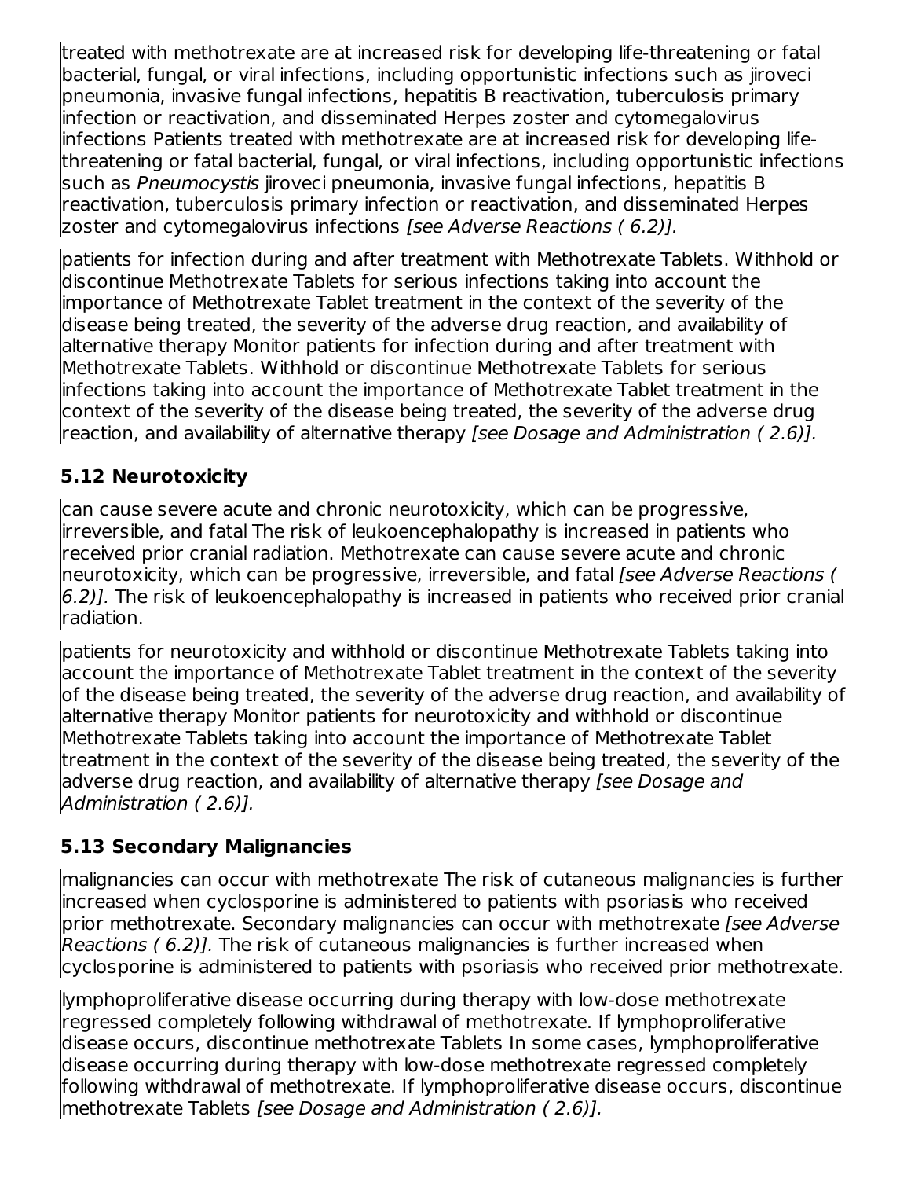treated with methotrexate are at increased risk for developing life-threatening or fatal bacterial, fungal, or viral infections, including opportunistic infections such as jiroveci pneumonia, invasive fungal infections, hepatitis B reactivation, tuberculosis primary infection or reactivation, and disseminated Herpes zoster and cytomegalovirus infections Patients treated with methotrexate are at increased risk for developing life-threatening or fatal bacterial, fungal, or viral infections, including opportunistic infections such as *Pneumocystis* jiroveci pneumonia, invasive fungal infections, hepatitis B reactivation, tuberculosis primary infection or reactivation, and disseminated Herpes zoster and cytomegalovirus infections *[see Adverse Reactions ( 6.2)].*

patients for infection during and after treatment with Methotrexate Tablets. Withhold or discontinue Methotrexate Tablets for serious infections taking into account the importance of Methotrexate Tablet treatment in the context of the severity of the disease being treated, the severity of the adverse drug reaction, and availability of alternative therapy Monitor patients for infection during and after treatment with Methotrexate Tablets. Withhold or discontinue Methotrexate Tablets for serious infections taking into account the importance of Methotrexate Tablet treatment in the context of the severity of the disease being treated, the severity of the adverse drug reaction, and availability of alternative therapy *[see Dosage and Administration ( 2.6)].*

### 5.12 Neurotoxicity

can cause severe acute and chronic neurotoxicity, which can be progressive, irreversible, and fatal The risk of leukoencephalopathy is increased in patients who received prior cranial radiation. Methotrexate can cause severe acute and chronic neurotoxicity, which can be progressive, irreversible, and fatal *[see Adverse Reactions ( 6.2)].* The risk of leukoencephalopathy is increased in patients who received prior cranial radiation.

patients for neurotoxicity and withhold or discontinue Methotrexate Tablets taking into account the importance of Methotrexate Tablet treatment in the context of the severity of the disease being treated, the severity of the adverse drug reaction, and availability of alternative therapy Monitor patients for neurotoxicity and withhold or discontinue Methotrexate Tablets taking into account the importance of Methotrexate Tablet treatment in the context of the severity of the disease being treated, the severity of the adverse drug reaction, and availability of alternative therapy *[see Dosage and Administration ( 2.6)].*

### 5.13 Secondary Malignancies

malignancies can occur with methotrexate The risk of cutaneous malignancies is further increased when cyclosporine is administered to patients with psoriasis who received prior methotrexate. Secondary malignancies can occur with methotrexate *[see Adverse Reactions ( 6.2)].* The risk of cutaneous malignancies is further increased when cyclosporine is administered to patients with psoriasis who received prior methotrexate.

lymphoproliferative disease occurring during therapy with low-dose methotrexate regressed completely following withdrawal of methotrexate. If lymphoproliferative disease occurs, discontinue methotrexate Tablets In some cases, lymphoproliferative disease occurring during therapy with low-dose methotrexate regressed completely following withdrawal of methotrexate. If lymphoproliferative disease occurs, discontinue methotrexate Tablets *[see Dosage and Administration ( 2.6)].*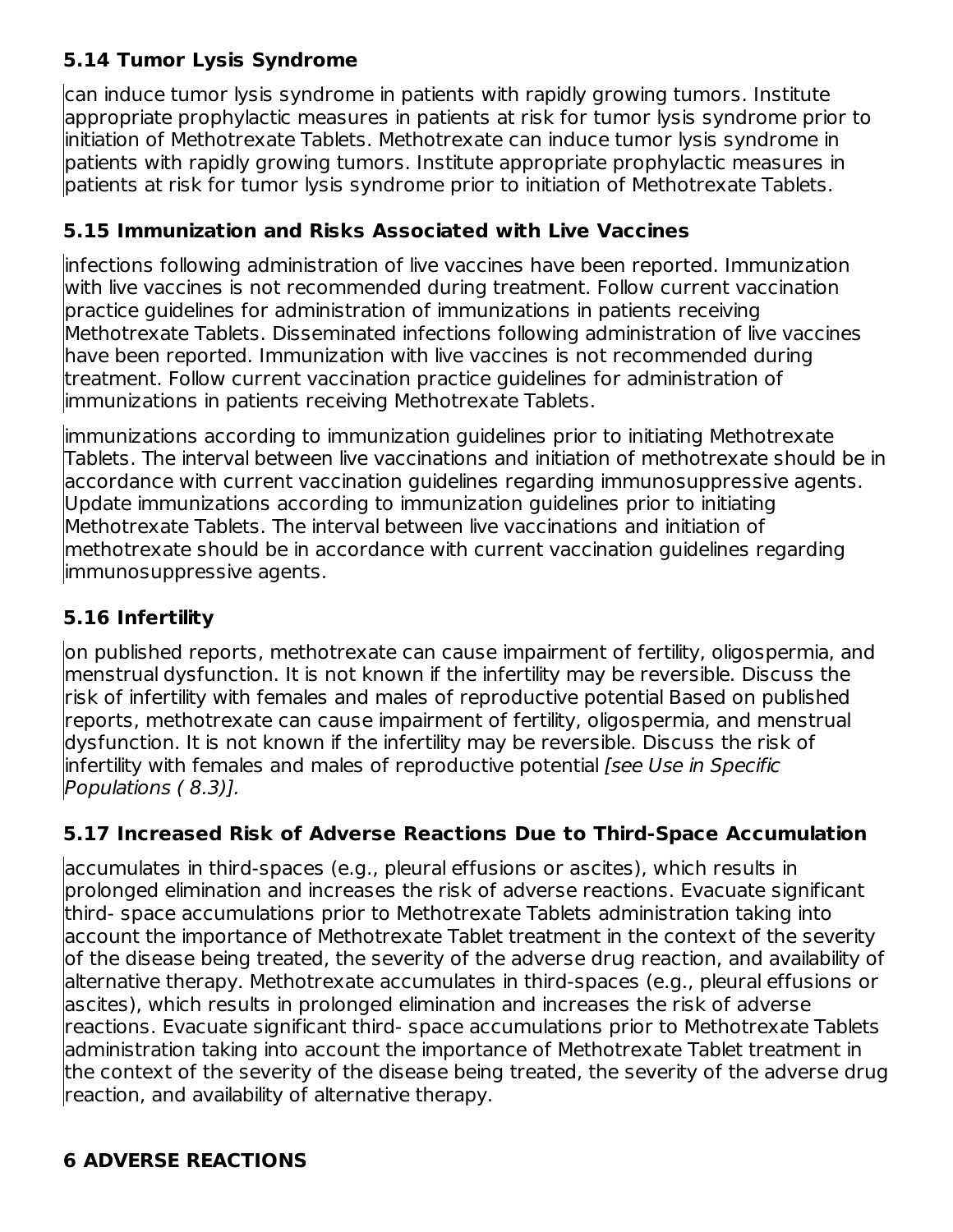### 5.14 Tumor Lysis Syndrome

can induce tumor lysis syndrome in patients with rapidly growing tumors. Institute appropriate prophylactic measures in patients at risk for tumor lysis syndrome prior to initiation of Methotrexate Tablets. Methotrexate can induce tumor lysis syndrome in patients with rapidly growing tumors. Institute appropriate prophylactic measures in patients at risk for tumor lysis syndrome prior to initiation of Methotrexate Tablets.

### 5.15 Immunization and Risks Associated with Live Vaccines

infections following administration of live vaccines have been reported. Immunization with live vaccines is not recommended during treatment. Follow current vaccination practice guidelines for administration of immunizations in patients receiving Methotrexate Tablets. Disseminated infections following administration of live vaccines have been reported. Immunization with live vaccines is not recommended during treatment. Follow current vaccination practice guidelines for administration of immunizations in patients receiving Methotrexate Tablets.

immunizations according to immunization guidelines prior to initiating Methotrexate Tablets. The interval between live vaccinations and initiation of methotrexate should be in accordance with current vaccination guidelines regarding immunosuppressive agents. Update immunizations according to immunization guidelines prior to initiating Methotrexate Tablets. The interval between live vaccinations and initiation of methotrexate should be in accordance with current vaccination guidelines regarding immunosuppressive agents.

### 5.16 Infertility

on published reports, methotrexate can cause impairment of fertility, oligospermia, and menstrual dysfunction. It is not known if the infertility may be reversible. Discuss the risk of infertility with females and males of reproductive potential Based on published reports, methotrexate can cause impairment of fertility, oligospermia, and menstrual dysfunction. It is not known if the infertility may be reversible. Discuss the risk of infertility with females and males of reproductive potential *[see Use in Specific Populations ( 8.3)].*

### 5.17 Increased Risk of Adverse Reactions Due to Third-Space Accumulation

accumulates in third-spaces (e.g., pleural effusions or ascites), which results in prolonged elimination and increases the risk of adverse reactions. Evacuate significant third- space accumulations prior to Methotrexate Tablets administration taking into account the importance of Methotrexate Tablet treatment in the context of the severity of the disease being treated, the severity of the adverse drug reaction, and availability of alternative therapy. Methotrexate accumulates in third-spaces (e.g., pleural effusions or ascites), which results in prolonged elimination and increases the risk of adverse reactions. Evacuate significant third- space accumulations prior to Methotrexate Tablets administration taking into account the importance of Methotrexate Tablet treatment in the context of the severity of the disease being treated, the severity of the adverse drug reaction, and availability of alternative therapy.

## 6 ADVERSE REACTIONS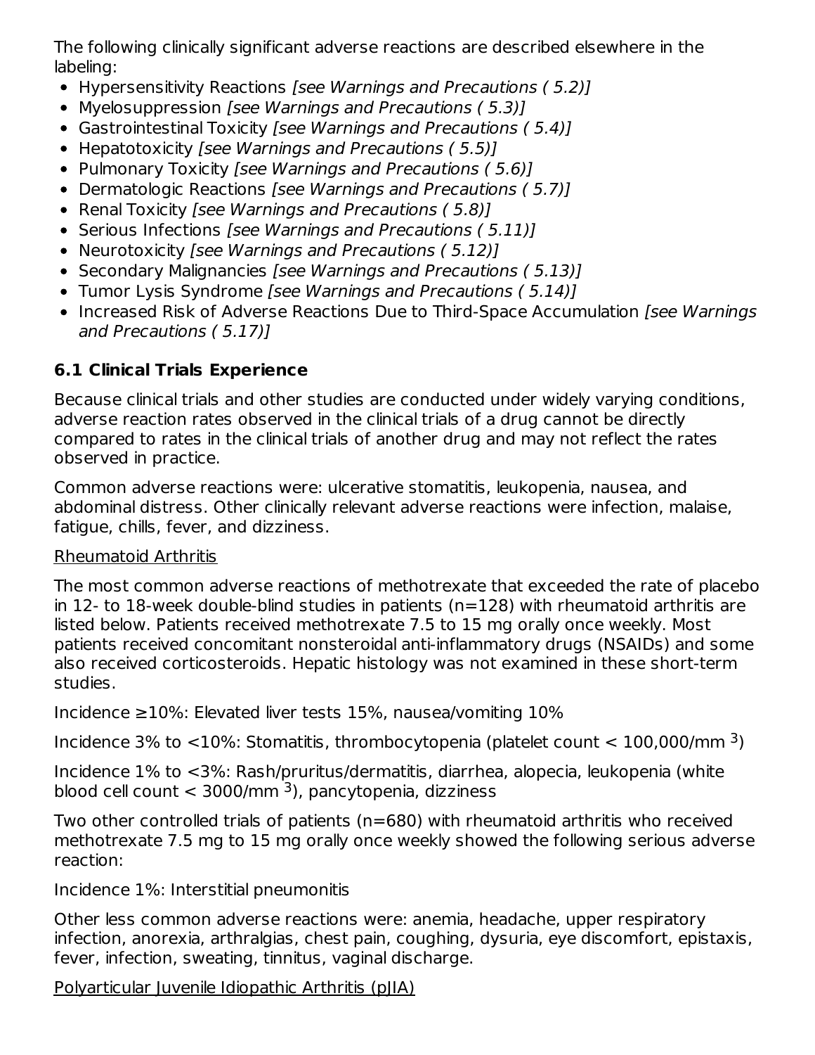The following clinically significant adverse reactions are described elsewhere in the labeling:

- Hypersensitivity Reactions *[see Warnings and Precautions ( 5.2)]*
- Myelosuppression *[see Warnings and Precautions ( 5.3)]*
- Gastrointestinal Toxicity *[see Warnings and Precautions ( 5.4)]*
- Hepatotoxicity *[see Warnings and Precautions ( 5.5)]*
- Pulmonary Toxicity *[see Warnings and Precautions ( 5.6)]*
- Dermatologic Reactions *[see Warnings and Precautions ( 5.7)]*
- Renal Toxicity *[see Warnings and Precautions ( 5.8)]*
- Serious Infections *[see Warnings and Precautions ( 5.11)]*
- Neurotoxicity *[see Warnings and Precautions ( 5.12)]*
- Secondary Malignancies *[see Warnings and Precautions ( 5.13)]*
- Tumor Lysis Syndrome *[see Warnings and Precautions ( 5.14)]*
- Increased Risk of Adverse Reactions Due to Third-Space Accumulation *[see Warnings and Precautions ( 5.17)]*

### 6.1 Clinical Trials Experience

Because clinical trials and other studies are conducted under widely varying conditions, adverse reaction rates observed in the clinical trials of a drug cannot be directly compared to rates in the clinical trials of another drug and may not reflect the rates observed in practice.

Common adverse reactions were: ulcerative stomatitis, leukopenia, nausea, and abdominal distress. Other clinically relevant adverse reactions were infection, malaise, fatigue, chills, fever, and dizziness.

Rheumatoid Arthritis

The most common adverse reactions of methotrexate that exceeded the rate of placebo in 12- to 18-week double-blind studies in patients (n=128) with rheumatoid arthritis are listed below. Patients received methotrexate 7.5 to 15 mg orally once weekly. Most patients received concomitant nonsteroidal anti-inflammatory drugs (NSAIDs) and some also received corticosteroids. Hepatic histology was not examined in these short-term studies.

Incidence ≥10%: Elevated liver tests 15%, nausea/vomiting 10%

Incidence 3% to <10%: Stomatitis, thrombocytopenia (platelet count < 100,000/mm $^3$)

Incidence 1% to <3%: Rash/pruritus/dermatitis, diarrhea, alopecia, leukopenia (white blood cell count < 3000/mm $^3$), pancytopenia, dizziness

Two other controlled trials of patients (n=680) with rheumatoid arthritis who received methotrexate 7.5 mg to 15 mg orally once weekly showed the following serious adverse reaction:

Incidence 1%: Interstitial pneumonitis

Other less common adverse reactions were: anemia, headache, upper respiratory infection, anorexia, arthralgias, chest pain, coughing, dysuria, eye discomfort, epistaxis, fever, infection, sweating, tinnitus, vaginal discharge.

Polyarticular Juvenile Idiopathic Arthritis (pJIA)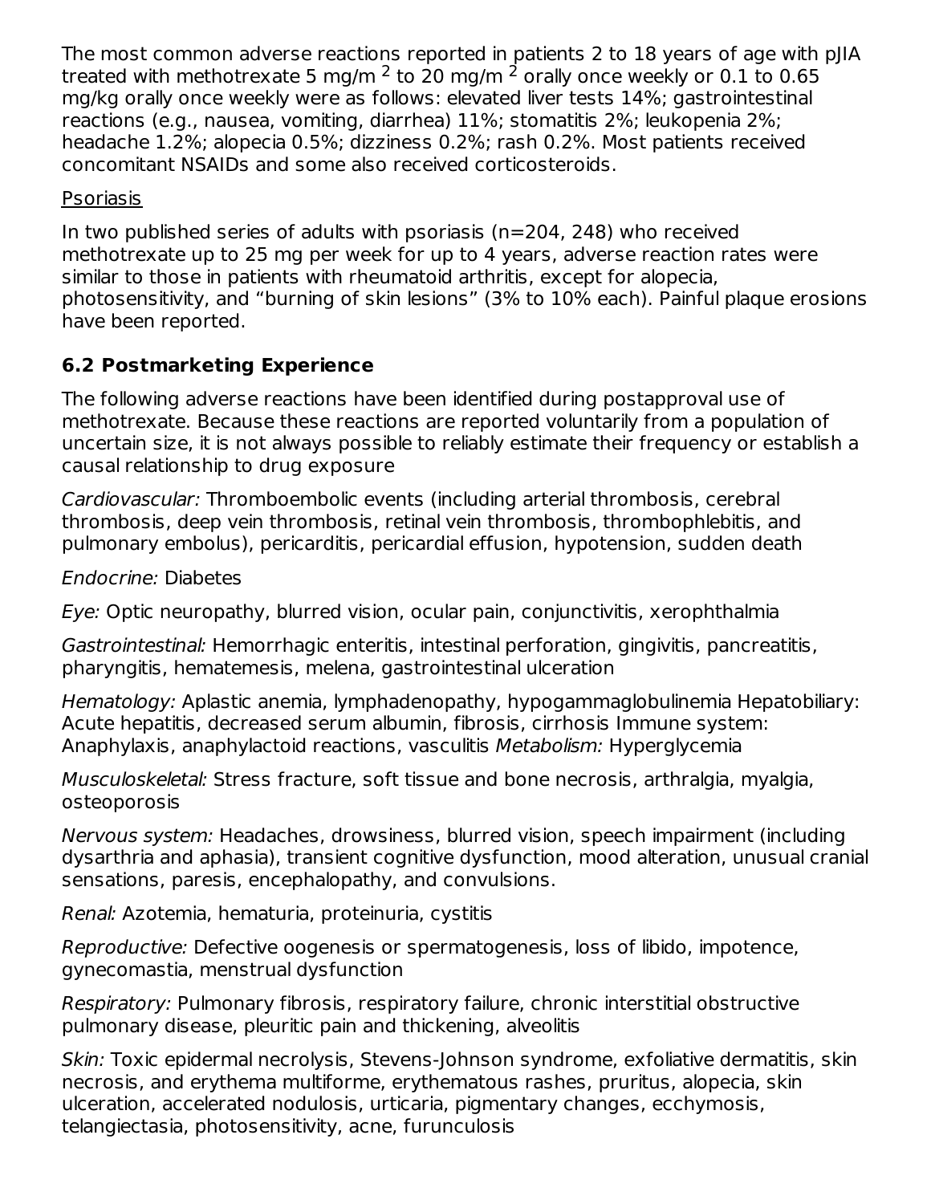The most common adverse reactions reported in patients 2 to 18 years of age with pJIA treated with methotrexate 5 mg/m $^2$ to 20 mg/m $^2$ orally once weekly or 0.1 to 0.65 mg/kg orally once weekly were as follows: elevated liver tests 14%; gastrointestinal reactions (e.g., nausea, vomiting, diarrhea) 11%; stomatitis 2%; leukopenia 2%; headache 1.2%; alopecia 0.5%; dizziness 0.2%; rash 0.2%. Most patients received concomitant NSAIDs and some also received corticosteroids.

Psoriasis

In two published series of adults with psoriasis (n=204, 248) who received methotrexate up to 25 mg per week for up to 4 years, adverse reaction rates were similar to those in patients with rheumatoid arthritis, except for alopecia, photosensitivity, and "burning of skin lesions" (3% to 10% each). Painful plaque erosions have been reported.

### 6.2 Postmarketing Experience

The following adverse reactions have been identified during postapproval use of methotrexate. Because these reactions are reported voluntarily from a population of uncertain size, it is not always possible to reliably estimate their frequency or establish a causal relationship to drug exposure

*Cardiovascular:* Thromboembolic events (including arterial thrombosis, cerebral thrombosis, deep vein thrombosis, retinal vein thrombosis, thrombophlebitis, and pulmonary embolus), pericarditis, pericardial effusion, hypotension, sudden death

*Endocrine:* Diabetes

*Eye:* Optic neuropathy, blurred vision, ocular pain, conjunctivitis, xerophthalmia

*Gastrointestinal:* Hemorrhagic enteritis, intestinal perforation, gingivitis, pancreatitis, pharyngitis, hematemesis, melena, gastrointestinal ulceration

*Hematology:* Aplastic anemia, lymphadenopathy, hypogammaglobulinemia Hepatobiliary: Acute hepatitis, decreased serum albumin, fibrosis, cirrhosis Immune system: Anaphylaxis, anaphylactoid reactions, vasculitis *Metabolism:* Hyperglycemia

*Musculoskeletal:* Stress fracture, soft tissue and bone necrosis, arthralgia, myalgia, osteoporosis

*Nervous system:* Headaches, drowsiness, blurred vision, speech impairment (including dysarthria and aphasia), transient cognitive dysfunction, mood alteration, unusual cranial sensations, paresis, encephalopathy, and convulsions.

*Renal:* Azotemia, hematuria, proteinuria, cystitis

*Reproductive:* Defective oogenesis or spermatogenesis, loss of libido, impotence, gynecomastia, menstrual dysfunction

*Respiratory:* Pulmonary fibrosis, respiratory failure, chronic interstitial obstructive pulmonary disease, pleuritic pain and thickening, alveolitis

*Skin:* Toxic epidermal necrolysis, Stevens-Johnson syndrome, exfoliative dermatitis, skin necrosis, and erythema multiforme, erythematous rashes, pruritus, alopecia, skin ulceration, accelerated nodulosis, urticaria, pigmentary changes, ecchymosis, telangiectasia, photosensitivity, acne, furunculosis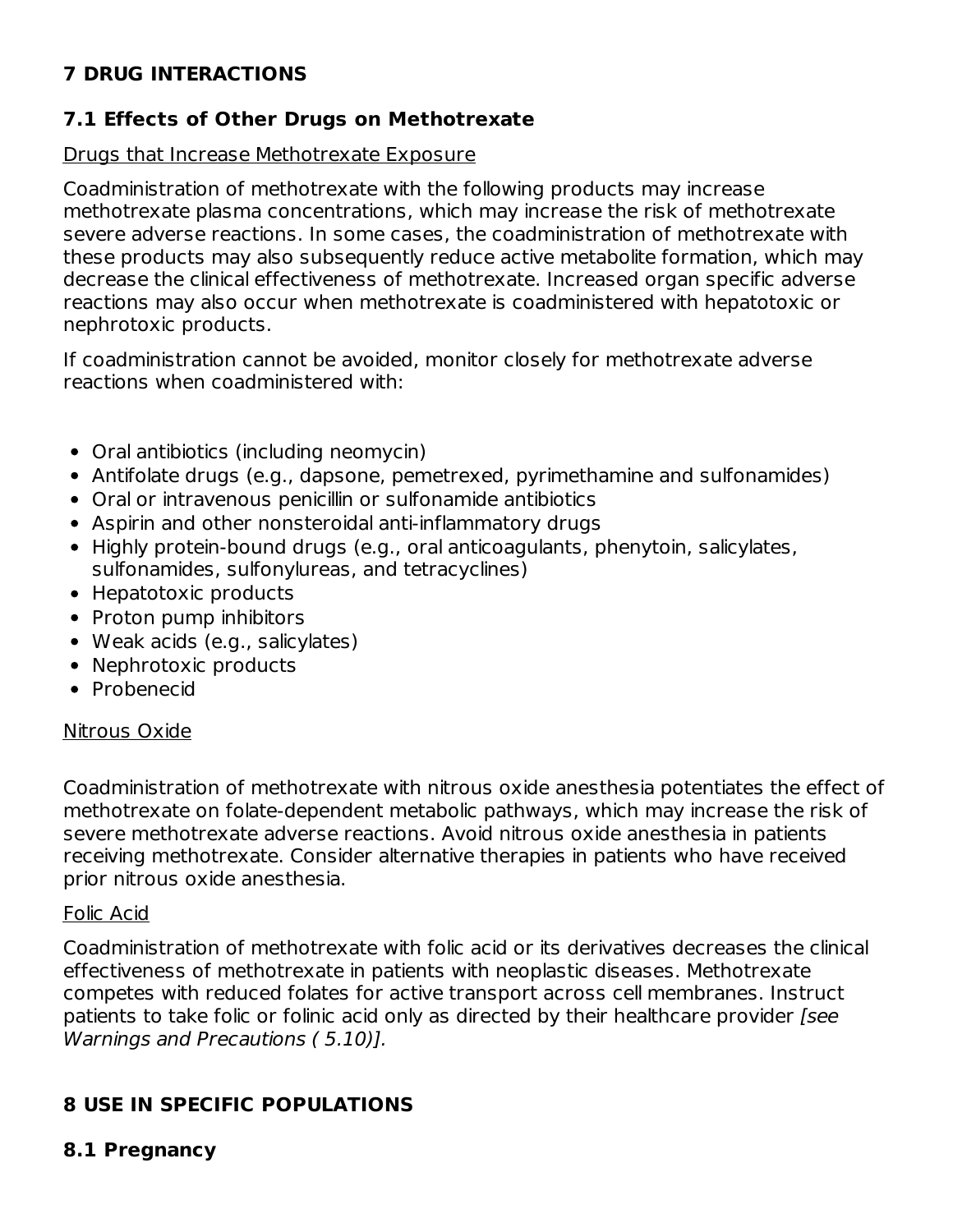# 7 DRUG INTERACTIONS

## 7.1 Effects of Other Drugs on Methotrexate

Drugs that Increase Methotrexate Exposure

Coadministration of methotrexate with the following products may increase methotrexate plasma concentrations, which may increase the risk of methotrexate severe adverse reactions. In some cases, the coadministration of methotrexate with these products may also subsequently reduce active metabolite formation, which may decrease the clinical effectiveness of methotrexate. Increased organ specific adverse reactions may also occur when methotrexate is coadministered with hepatotoxic or nephrotoxic products.

If coadministration cannot be avoided, monitor closely for methotrexate adverse reactions when coadministered with:

- Oral antibiotics (including neomycin)
- Antifolate drugs (e.g., dapsone, pemetrexed, pyrimethamine and sulfonamides)
- Oral or intravenous penicillin or sulfonamide antibiotics
- Aspirin and other nonsteroidal anti-inflammatory drugs
- Highly protein-bound drugs (e.g., oral anticoagulants, phenytoin, salicylates, sulfonamides, sulfonylureas, and tetracyclines)
- Hepatotoxic products
- Proton pump inhibitors
- Weak acids (e.g., salicylates)
- Nephrotoxic products
- Probenecid

Nitrous Oxide

Coadministration of methotrexate with nitrous oxide anesthesia potentiates the effect of methotrexate on folate-dependent metabolic pathways, which may increase the risk of severe methotrexate adverse reactions. Avoid nitrous oxide anesthesia in patients receiving methotrexate. Consider alternative therapies in patients who have received prior nitrous oxide anesthesia.

Folic Acid

Coadministration of methotrexate with folic acid or its derivatives decreases the clinical effectiveness of methotrexate in patients with neoplastic diseases. Methotrexate competes with reduced folates for active transport across cell membranes. Instruct patients to take folic or folinic acid only as directed by their healthcare provider *[see Warnings and Precautions ( 5.10)].*

# 8 USE IN SPECIFIC POPULATIONS

## 8.1 Pregnancy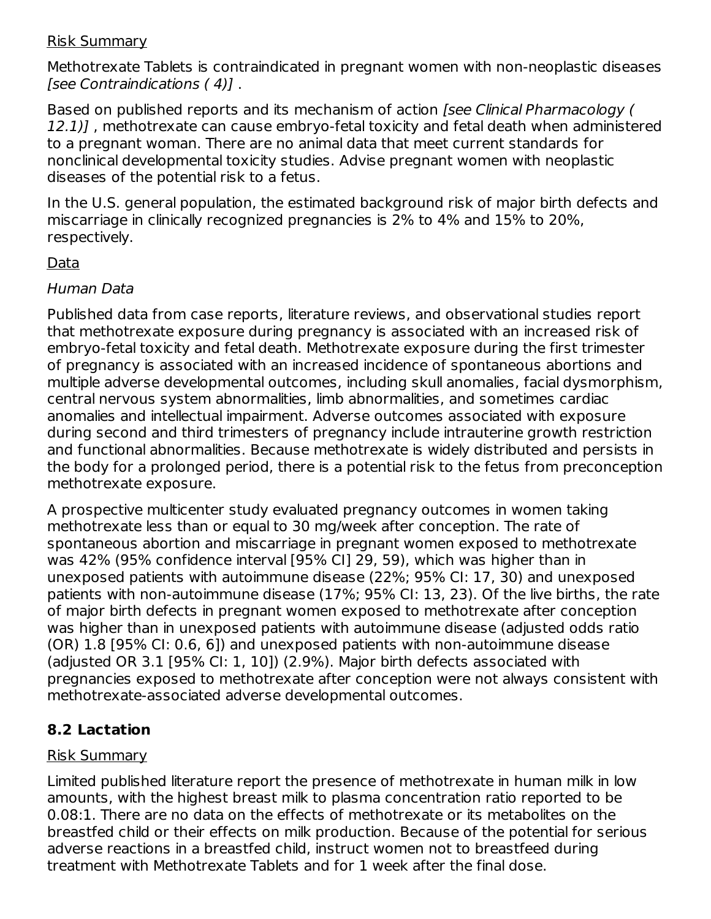Risk Summary

Methotrexate Tablets is contraindicated in pregnant women with non-neoplastic diseases *[see Contraindications ( 4)]* .

Based on published reports and its mechanism of action *[see Clinical Pharmacology ( 12.1)]* , methotrexate can cause embryo-fetal toxicity and fetal death when administered to a pregnant woman. There are no animal data that meet current standards for nonclinical developmental toxicity studies. Advise pregnant women with neoplastic diseases of the potential risk to a fetus.

In the U.S. general population, the estimated background risk of major birth defects and miscarriage in clinically recognized pregnancies is 2% to 4% and 15% to 20%, respectively.

Data

*Human Data*

Published data from case reports, literature reviews, and observational studies report that methotrexate exposure during pregnancy is associated with an increased risk of embryo-fetal toxicity and fetal death. Methotrexate exposure during the first trimester of pregnancy is associated with an increased incidence of spontaneous abortions and multiple adverse developmental outcomes, including skull anomalies, facial dysmorphism, central nervous system abnormalities, limb abnormalities, and sometimes cardiac anomalies and intellectual impairment. Adverse outcomes associated with exposure during second and third trimesters of pregnancy include intrauterine growth restriction and functional abnormalities. Because methotrexate is widely distributed and persists in the body for a prolonged period, there is a potential risk to the fetus from preconception methotrexate exposure.

A prospective multicenter study evaluated pregnancy outcomes in women taking methotrexate less than or equal to 30 mg/week after conception. The rate of spontaneous abortion and miscarriage in pregnant women exposed to methotrexate was 42% (95% confidence interval [95% CI] 29, 59), which was higher than in unexposed patients with autoimmune disease (22%; 95% CI: 17, 30) and unexposed patients with non-autoimmune disease (17%; 95% CI: 13, 23). Of the live births, the rate of major birth defects in pregnant women exposed to methotrexate after conception was higher than in unexposed patients with autoimmune disease (adjusted odds ratio (OR) 1.8 [95% CI: 0.6, 6]) and unexposed patients with non-autoimmune disease (adjusted OR 3.1 [95% CI: 1, 10]) (2.9%). Major birth defects associated with pregnancies exposed to methotrexate after conception were not always consistent with methotrexate-associated adverse developmental outcomes.

## 8.2 Lactation

Risk Summary

Limited published literature report the presence of methotrexate in human milk in low amounts, with the highest breast milk to plasma concentration ratio reported to be 0.08:1. There are no data on the effects of methotrexate or its metabolites on the breastfed child or their effects on milk production. Because of the potential for serious adverse reactions in a breastfed child, instruct women not to breastfeed during treatment with Methotrexate Tablets and for 1 week after the final dose.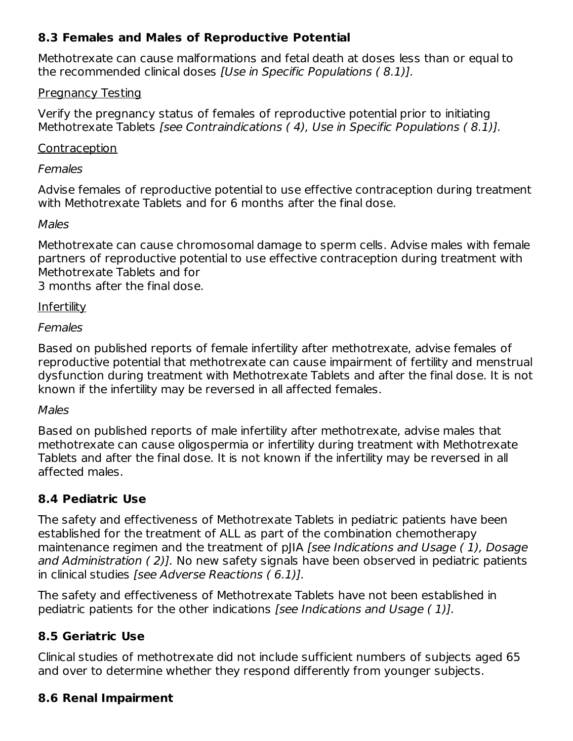### 8.3 Females and Males of Reproductive Potential

Methotrexate can cause malformations and fetal death at doses less than or equal to the recommended clinical doses *[Use in Specific Populations ( 8.1)].*

Pregnancy Testing

Verify the pregnancy status of females of reproductive potential prior to initiating Methotrexate Tablets *[see Contraindications ( 4), Use in Specific Populations ( 8.1)].*

Contraception

*Females*

Advise females of reproductive potential to use effective contraception during treatment with Methotrexate Tablets and for 6 months after the final dose.

*Males*

Methotrexate can cause chromosomal damage to sperm cells. Advise males with female partners of reproductive potential to use effective contraception during treatment with Methotrexate Tablets and for
3 months after the final dose.

Infertility

*Females*

Based on published reports of female infertility after methotrexate, advise females of reproductive potential that methotrexate can cause impairment of fertility and menstrual dysfunction during treatment with Methotrexate Tablets and after the final dose. It is not known if the infertility may be reversed in all affected females.

*Males*

Based on published reports of male infertility after methotrexate, advise males that methotrexate can cause oligospermia or infertility during treatment with Methotrexate Tablets and after the final dose. It is not known if the infertility may be reversed in all affected males.

### 8.4 Pediatric Use

The safety and effectiveness of Methotrexate Tablets in pediatric patients have been established for the treatment of ALL as part of the combination chemotherapy maintenance regimen and the treatment of pJIA *[see Indications and Usage ( 1), Dosage and Administration ( 2)].* No new safety signals have been observed in pediatric patients in clinical studies *[see Adverse Reactions ( 6.1)].*

The safety and effectiveness of Methotrexate Tablets have not been established in pediatric patients for the other indications *[see Indications and Usage ( 1)].*

### 8.5 Geriatric Use

Clinical studies of methotrexate did not include sufficient numbers of subjects aged 65 and over to determine whether they respond differently from younger subjects.

### 8.6 Renal Impairment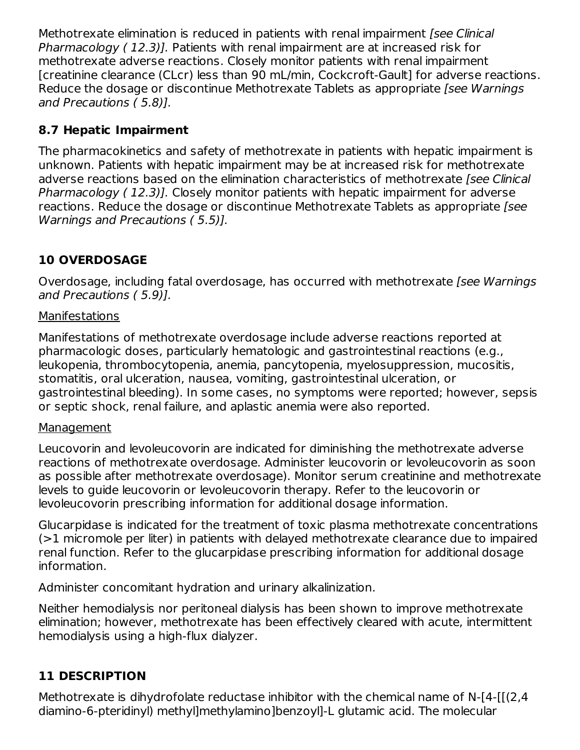Methotrexate elimination is reduced in patients with renal impairment *[see Clinical Pharmacology ( 12.3)].* Patients with renal impairment are at increased risk for methotrexate adverse reactions. Closely monitor patients with renal impairment [creatinine clearance (CLcr) less than 90 mL/min, Cockcroft-Gault] for adverse reactions. Reduce the dosage or discontinue Methotrexate Tablets as appropriate *[see Warnings and Precautions ( 5.8)].*

### 8.7 Hepatic Impairment

The pharmacokinetics and safety of methotrexate in patients with hepatic impairment is unknown. Patients with hepatic impairment may be at increased risk for methotrexate adverse reactions based on the elimination characteristics of methotrexate *[see Clinical Pharmacology ( 12.3)].* Closely monitor patients with hepatic impairment for adverse reactions. Reduce the dosage or discontinue Methotrexate Tablets as appropriate *[see Warnings and Precautions ( 5.5)].*

## 10 OVERDOSAGE

Overdosage, including fatal overdosage, has occurred with methotrexate *[see Warnings and Precautions ( 5.9)].*

Manifestations

Manifestations of methotrexate overdosage include adverse reactions reported at pharmacologic doses, particularly hematologic and gastrointestinal reactions (e.g., leukopenia, thrombocytopenia, anemia, pancytopenia, myelosuppression, mucositis, stomatitis, oral ulceration, nausea, vomiting, gastrointestinal ulceration, or gastrointestinal bleeding). In some cases, no symptoms were reported; however, sepsis or septic shock, renal failure, and aplastic anemia were also reported.

Management

Leucovorin and levoleucovorin are indicated for diminishing the methotrexate adverse reactions of methotrexate overdosage. Administer leucovorin or levoleucovorin as soon as possible after methotrexate overdosage). Monitor serum creatinine and methotrexate levels to guide leucovorin or levoleucovorin therapy. Refer to the leucovorin or levoleucovorin prescribing information for additional dosage information.

Glucarpidase is indicated for the treatment of toxic plasma methotrexate concentrations (>1 micromole per liter) in patients with delayed methotrexate clearance due to impaired renal function. Refer to the glucarpidase prescribing information for additional dosage information.

Administer concomitant hydration and urinary alkalinization.

Neither hemodialysis nor peritoneal dialysis has been shown to improve methotrexate elimination; however, methotrexate has been effectively cleared with acute, intermittent hemodialysis using a high-flux dialyzer.

## 11 DESCRIPTION

Methotrexate is dihydrofolate reductase inhibitor with the chemical name of N-[4-[[(2,4 diamino-6-pteridinyl) methyl]methylamino]benzoyl]-L glutamic acid. The molecular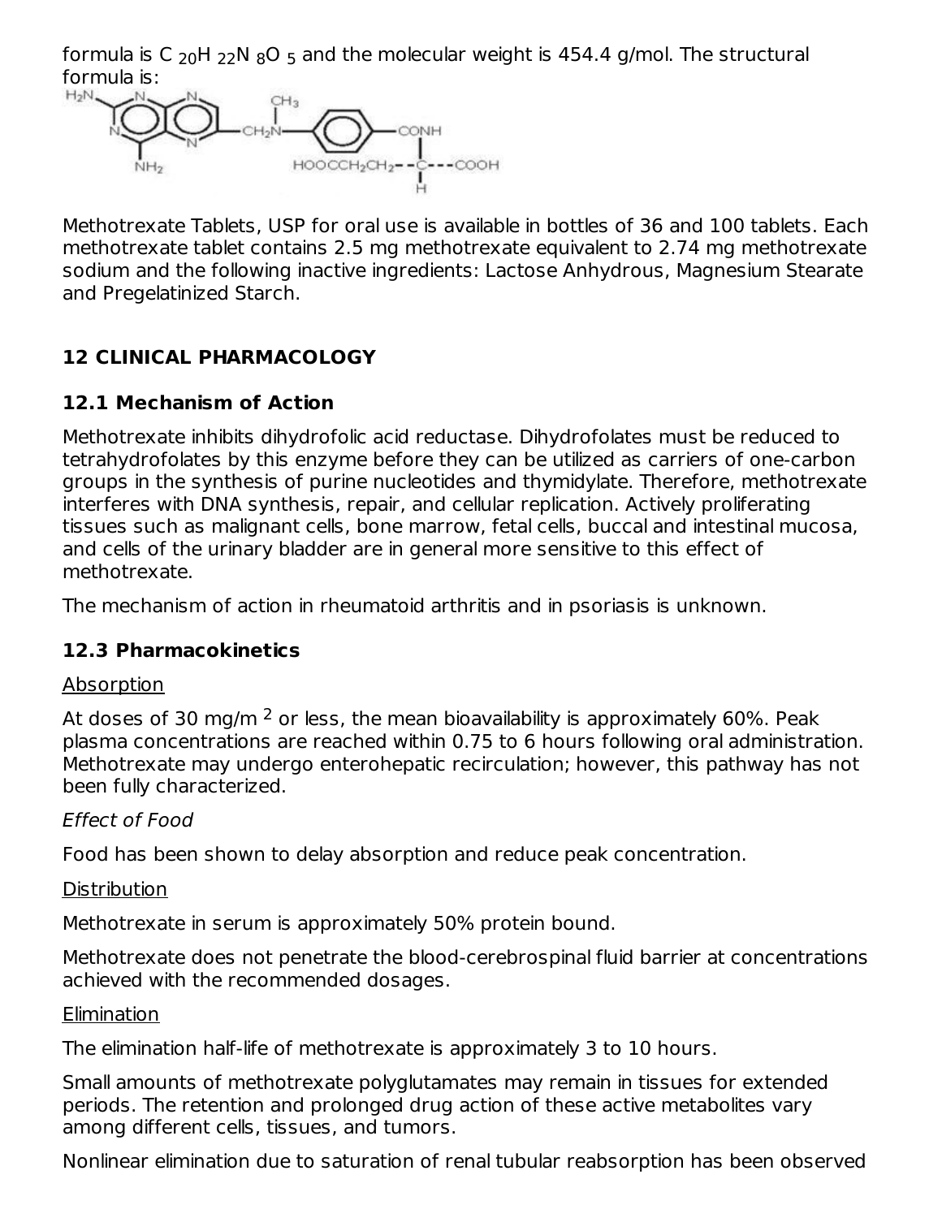formula is $C_{20}H_{22}N_8O_5$ and the molecular weight is 454.4 g/mol. The structural formula is:

Methotrexate Tablets, USP for oral use is available in bottles of 36 and 100 tablets. Each methotrexate tablet contains 2.5 mg methotrexate equivalent to 2.74 mg methotrexate sodium and the following inactive ingredients: Lactose Anhydrous, Magnesium Stearate and Pregelatinized Starch.

## 12 CLINICAL PHARMACOLOGY

### 12.1 Mechanism of Action

Methotrexate inhibits dihydrofolic acid reductase. Dihydrofolates must be reduced to tetrahydrofolates by this enzyme before they can be utilized as carriers of one-carbon groups in the synthesis of purine nucleotides and thymidylate. Therefore, methotrexate interferes with DNA synthesis, repair, and cellular replication. Actively proliferating tissues such as malignant cells, bone marrow, fetal cells, buccal and intestinal mucosa, and cells of the urinary bladder are in general more sensitive to this effect of methotrexate.

The mechanism of action in rheumatoid arthritis and in psoriasis is unknown.

### 12.3 Pharmacokinetics

Absorption

At doses of 30 mg/m$^2$ or less, the mean bioavailability is approximately 60%. Peak plasma concentrations are reached within 0.75 to 6 hours following oral administration. Methotrexate may undergo enterohepatic recirculation; however, this pathway has not been fully characterized.

*Effect of Food*

Food has been shown to delay absorption and reduce peak concentration.

Distribution

Methotrexate in serum is approximately 50% protein bound.

Methotrexate does not penetrate the blood-cerebrospinal fluid barrier at concentrations achieved with the recommended dosages.

Elimination

The elimination half-life of methotrexate is approximately 3 to 10 hours.

Small amounts of methotrexate polyglutamates may remain in tissues for extended periods. The retention and prolonged drug action of these active metabolites vary among different cells, tissues, and tumors.

Nonlinear elimination due to saturation of renal tubular reabsorption has been observed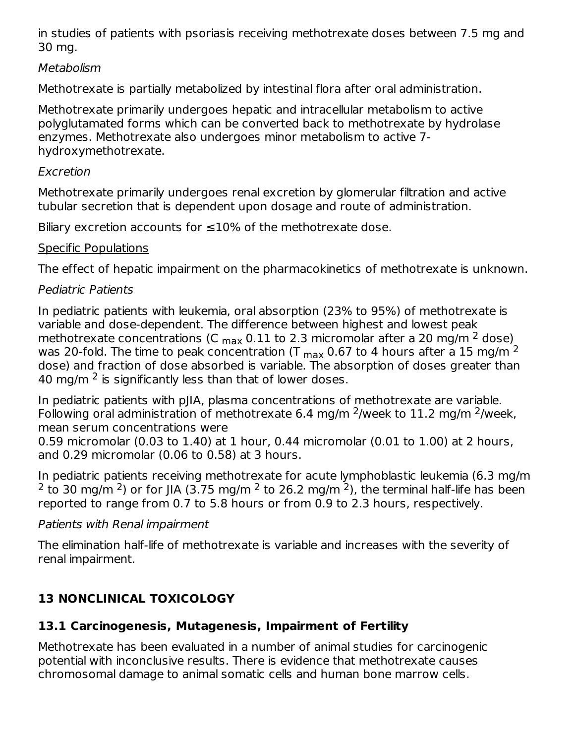in studies of patients with psoriasis receiving methotrexate doses between 7.5 mg and 30 mg.

*Metabolism*

Methotrexate is partially metabolized by intestinal flora after oral administration.

Methotrexate primarily undergoes hepatic and intracellular metabolism to active polyglutamated forms which can be converted back to methotrexate by hydrolase enzymes. Methotrexate also undergoes minor metabolism to active 7-hydroxymethotrexate.

*Excretion*

Methotrexate primarily undergoes renal excretion by glomerular filtration and active tubular secretion that is dependent upon dosage and route of administration.

Biliary excretion accounts for ≤10% of the methotrexate dose.

Specific Populations

The effect of hepatic impairment on the pharmacokinetics of methotrexate is unknown.

*Pediatric Patients*

In pediatric patients with leukemia, oral absorption (23% to 95%) of methotrexate is variable and dose-dependent. The difference between highest and lowest peak methotrexate concentrations ($C_{max}$ 0.11 to 2.3 micromolar after a 20 mg/m$^2$ dose) was 20-fold. The time to peak concentration ($T_{max}$ 0.67 to 4 hours after a 15 mg/m$^2$ dose) and fraction of dose absorbed is variable. The absorption of doses greater than 40 mg/m$^2$ is significantly less than that of lower doses.

In pediatric patients with pJIA, plasma concentrations of methotrexate are variable. Following oral administration of methotrexate 6.4 mg/m$^2$/week to 11.2 mg/m$^2$/week, mean serum concentrations were
0.59 micromolar (0.03 to 1.40) at 1 hour, 0.44 micromolar (0.01 to 1.00) at 2 hours, and 0.29 micromolar (0.06 to 0.58) at 3 hours.

In pediatric patients receiving methotrexate for acute lymphoblastic leukemia (6.3 mg/m$^2$ to 30 mg/m$^2$) or for JIA (3.75 mg/m$^2$ to 26.2 mg/m$^2$), the terminal half-life has been reported to range from 0.7 to 5.8 hours or from 0.9 to 2.3 hours, respectively.

*Patients with Renal impairment*

The elimination half-life of methotrexate is variable and increases with the severity of renal impairment.

## 13 NONCLINICAL TOXICOLOGY

### 13.1 Carcinogenesis, Mutagenesis, Impairment of Fertility

Methotrexate has been evaluated in a number of animal studies for carcinogenic potential with inconclusive results. There is evidence that methotrexate causes chromosomal damage to animal somatic cells and human bone marrow cells.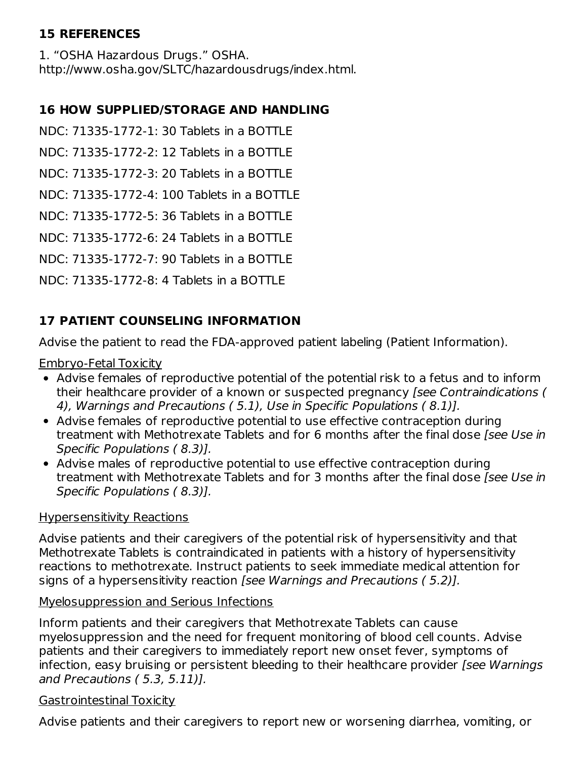## 15 REFERENCES

1. "OSHA Hazardous Drugs." OSHA. http://www.osha.gov/SLTC/hazardousdrugs/index.html.

## 16 HOW SUPPLIED/STORAGE AND HANDLING

NDC: 71335-1772-1: 30 Tablets in a BOTTLE

NDC: 71335-1772-2: 12 Tablets in a BOTTLE

NDC: 71335-1772-3: 20 Tablets in a BOTTLE

NDC: 71335-1772-4: 100 Tablets in a BOTTLE

NDC: 71335-1772-5: 36 Tablets in a BOTTLE

NDC: 71335-1772-6: 24 Tablets in a BOTTLE

NDC: 71335-1772-7: 90 Tablets in a BOTTLE

NDC: 71335-1772-8: 4 Tablets in a BOTTLE

## 17 PATIENT COUNSELING INFORMATION

Advise the patient to read the FDA-approved patient labeling (Patient Information).

Embryo-Fetal Toxicity

- Advise females of reproductive potential of the potential risk to a fetus and to inform their healthcare provider of a known or suspected pregnancy *[see Contraindications ( 4), Warnings and Precautions ( 5.1), Use in Specific Populations ( 8.1)].*
- Advise females of reproductive potential to use effective contraception during treatment with Methotrexate Tablets and for 6 months after the final dose *[see Use in Specific Populations ( 8.3)].*
- Advise males of reproductive potential to use effective contraception during treatment with Methotrexate Tablets and for 3 months after the final dose *[see Use in Specific Populations ( 8.3)].*

Hypersensitivity Reactions

Advise patients and their caregivers of the potential risk of hypersensitivity and that Methotrexate Tablets is contraindicated in patients with a history of hypersensitivity reactions to methotrexate. Instruct patients to seek immediate medical attention for signs of a hypersensitivity reaction *[see Warnings and Precautions ( 5.2)].*

Myelosuppression and Serious Infections

Inform patients and their caregivers that Methotrexate Tablets can cause myelosuppression and the need for frequent monitoring of blood cell counts. Advise patients and their caregivers to immediately report new onset fever, symptoms of infection, easy bruising or persistent bleeding to their healthcare provider *[see Warnings and Precautions ( 5.3, 5.11)].*

Gastrointestinal Toxicity

Advise patients and their caregivers to report new or worsening diarrhea, vomiting, or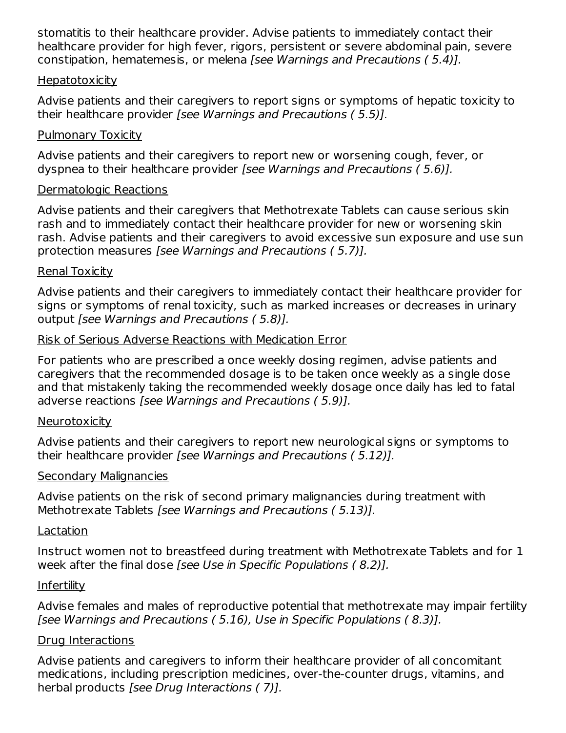stomatitis to their healthcare provider. Advise patients to immediately contact their healthcare provider for high fever, rigors, persistent or severe abdominal pain, severe constipation, hematemesis, or melena *[see Warnings and Precautions ( 5.4)].*

Hepatotoxicity

Advise patients and their caregivers to report signs or symptoms of hepatic toxicity to their healthcare provider *[see Warnings and Precautions ( 5.5)].*

Pulmonary Toxicity

Advise patients and their caregivers to report new or worsening cough, fever, or dyspnea to their healthcare provider *[see Warnings and Precautions ( 5.6)].*

Dermatologic Reactions

Advise patients and their caregivers that Methotrexate Tablets can cause serious skin rash and to immediately contact their healthcare provider for new or worsening skin rash. Advise patients and their caregivers to avoid excessive sun exposure and use sun protection measures *[see Warnings and Precautions ( 5.7)].*

Renal Toxicity

Advise patients and their caregivers to immediately contact their healthcare provider for signs or symptoms of renal toxicity, such as marked increases or decreases in urinary output *[see Warnings and Precautions ( 5.8)].*

Risk of Serious Adverse Reactions with Medication Error

For patients who are prescribed a once weekly dosing regimen, advise patients and caregivers that the recommended dosage is to be taken once weekly as a single dose and that mistakenly taking the recommended weekly dosage once daily has led to fatal adverse reactions *[see Warnings and Precautions ( 5.9)].*

Neurotoxicity

Advise patients and their caregivers to report new neurological signs or symptoms to their healthcare provider *[see Warnings and Precautions ( 5.12)].*

Secondary Malignancies

Advise patients on the risk of second primary malignancies during treatment with Methotrexate Tablets *[see Warnings and Precautions ( 5.13)].*

Lactation

Instruct women not to breastfeed during treatment with Methotrexate Tablets and for 1 week after the final dose *[see Use in Specific Populations ( 8.2)].*

Infertility

Advise females and males of reproductive potential that methotrexate may impair fertility *[see Warnings and Precautions ( 5.16), Use in Specific Populations ( 8.3)].*

Drug Interactions

Advise patients and caregivers to inform their healthcare provider of all concomitant medications, including prescription medicines, over-the-counter drugs, vitamins, and herbal products *[see Drug Interactions ( 7)].*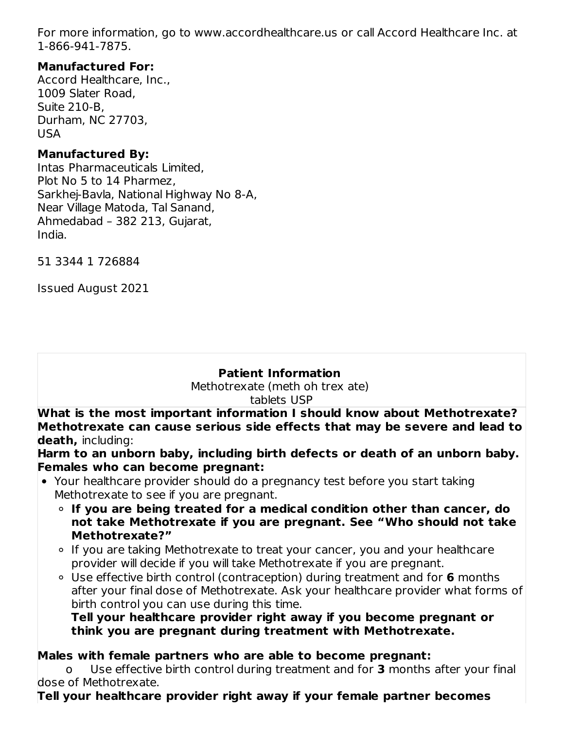For more information, go to www.accordhealthcare.us or call Accord Healthcare Inc. at 1-866-941-7875.

**Manufactured For:**
Accord Healthcare, Inc.,
1009 Slater Road,
Suite 210-B,
Durham, NC 27703,
USA

**Manufactured By:**
Intas Pharmaceuticals Limited,
Plot No 5 to 14 Pharmez,
Sarkhej-Bavla, National Highway No 8-A,
Near Village Matoda, Tal Sanand,
Ahmedabad – 382 213, Gujarat,
India.

51 3344 1 726884

Issued August 2021

## Patient Information

Methotrexate (meth oh trex ate)
tablets USP

**What is the most important information I should know about Methotrexate?**
**Methotrexate can cause serious side effects that may be severe and lead to death,** including:

**Harm to an unborn baby, including birth defects or death of an unborn baby.**
**Females who can become pregnant:**

- Your healthcare provider should do a pregnancy test before you start taking Methotrexate to see if you are pregnant.
  - **If you are being treated for a medical condition other than cancer, do not take Methotrexate if you are pregnant. See "Who should not take Methotrexate?"**
  - If you are taking Methotrexate to treat your cancer, you and your healthcare provider will decide if you will take Methotrexate if you are pregnant.
  - Use effective birth control (contraception) during treatment and for **6** months after your final dose of Methotrexate. Ask your healthcare provider what forms of birth control you can use during this time.
    **Tell your healthcare provider right away if you become pregnant or think you are pregnant during treatment with Methotrexate.**

**Males with female partners who are able to become pregnant:**

- Use effective birth control during treatment and for **3** months after your final dose of Methotrexate.

**Tell your healthcare provider right away if your female partner becomes**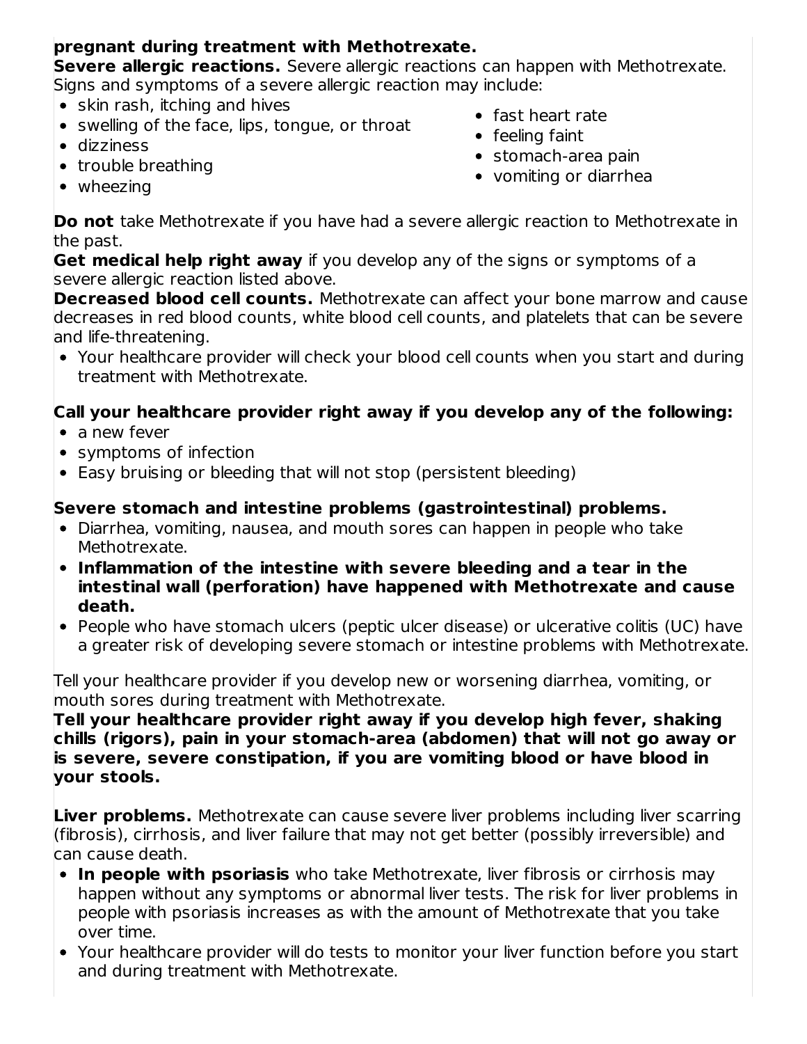**pregnant during treatment with Methotrexate.**

**Severe allergic reactions.** Severe allergic reactions can happen with Methotrexate. Signs and symptoms of a severe allergic reaction may include:

- skin rash, itching and hives
- swelling of the face, lips, tongue, or throat
- dizziness
- trouble breathing
- wheezing
- fast heart rate
- feeling faint
- stomach-area pain
- vomiting or diarrhea

**Do not** take Methotrexate if you have had a severe allergic reaction to Methotrexate in the past.

**Get medical help right away** if you develop any of the signs or symptoms of a severe allergic reaction listed above.

**Decreased blood cell counts.** Methotrexate can affect your bone marrow and cause decreases in red blood counts, white blood cell counts, and platelets that can be severe and life-threatening.

- Your healthcare provider will check your blood cell counts when you start and during treatment with Methotrexate.

**Call your healthcare provider right away if you develop any of the following:**

- a new fever
- symptoms of infection
- Easy bruising or bleeding that will not stop (persistent bleeding)

**Severe stomach and intestine problems (gastrointestinal) problems.**

- Diarrhea, vomiting, nausea, and mouth sores can happen in people who take Methotrexate.
- **Inflammation of the intestine with severe bleeding and a tear in the intestinal wall (perforation) have happened with Methotrexate and cause death.**
- People who have stomach ulcers (peptic ulcer disease) or ulcerative colitis (UC) have a greater risk of developing severe stomach or intestine problems with Methotrexate.

Tell your healthcare provider if you develop new or worsening diarrhea, vomiting, or mouth sores during treatment with Methotrexate.

**Tell your healthcare provider right away if you develop high fever, shaking chills (rigors), pain in your stomach-area (abdomen) that will not go away or is severe, severe constipation, if you are vomiting blood or have blood in your stools.**

**Liver problems.** Methotrexate can cause severe liver problems including liver scarring (fibrosis), cirrhosis, and liver failure that may not get better (possibly irreversible) and can cause death.

- **In people with psoriasis** who take Methotrexate, liver fibrosis or cirrhosis may happen without any symptoms or abnormal liver tests. The risk for liver problems in people with psoriasis increases as with the amount of Methotrexate that you take over time.
- Your healthcare provider will do tests to monitor your liver function before you start and during treatment with Methotrexate.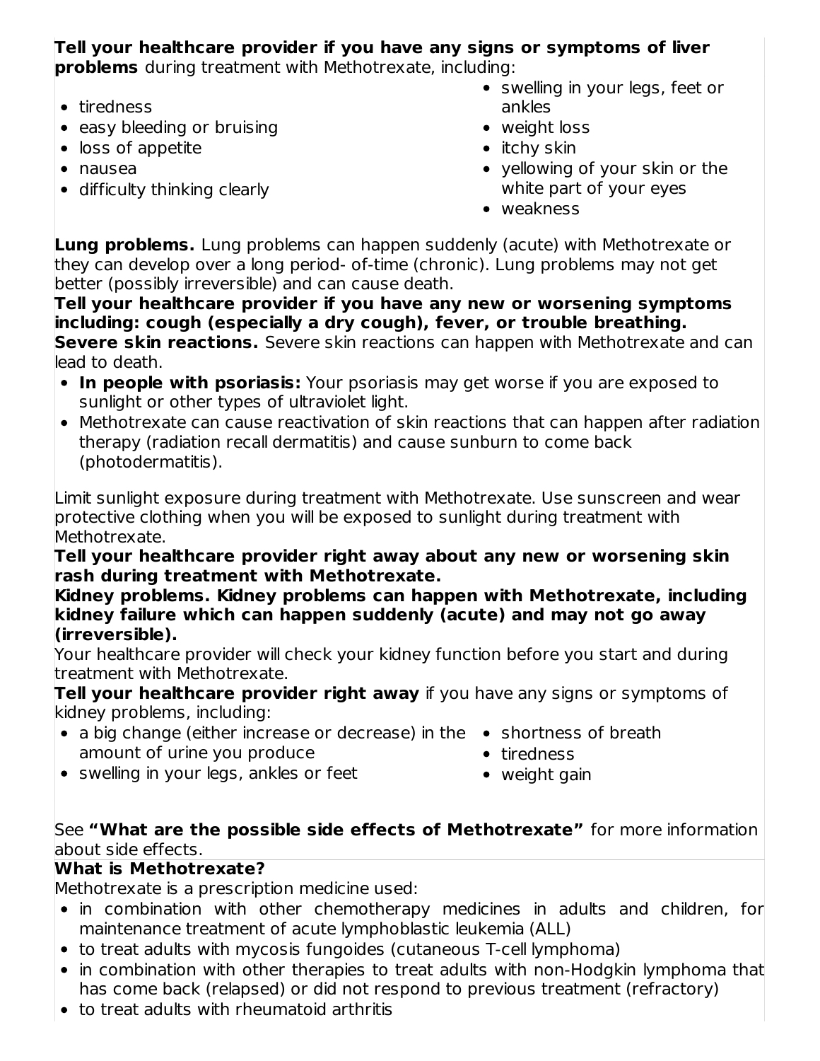**Tell your healthcare provider if you have any signs or symptoms of liver problems** during treatment with Methotrexate, including:

- tiredness
- easy bleeding or bruising
- loss of appetite
- nausea
- difficulty thinking clearly
- swelling in your legs, feet or ankles
- weight loss
- itchy skin
- yellowing of your skin or the white part of your eyes
- weakness

**Lung problems.** Lung problems can happen suddenly (acute) with Methotrexate or they can develop over a long period- of-time (chronic). Lung problems may not get better (possibly irreversible) and can cause death.

**Tell your healthcare provider if you have any new or worsening symptoms including: cough (especially a dry cough), fever, or trouble breathing.**

**Severe skin reactions.** Severe skin reactions can happen with Methotrexate and can lead to death.

- **In people with psoriasis:** Your psoriasis may get worse if you are exposed to sunlight or other types of ultraviolet light.
- Methotrexate can cause reactivation of skin reactions that can happen after radiation therapy (radiation recall dermatitis) and cause sunburn to come back (photodermatitis).

Limit sunlight exposure during treatment with Methotrexate. Use sunscreen and wear protective clothing when you will be exposed to sunlight during treatment with Methotrexate.

**Tell your healthcare provider right away about any new or worsening skin rash during treatment with Methotrexate.**

**Kidney problems. Kidney problems can happen with Methotrexate, including kidney failure which can happen suddenly (acute) and may not go away (irreversible).**

Your healthcare provider will check your kidney function before you start and during treatment with Methotrexate.

**Tell your healthcare provider right away** if you have any signs or symptoms of kidney problems, including:

- a big change (either increase or decrease) in the amount of urine you produce
- swelling in your legs, ankles or feet
- shortness of breath
- tiredness
- weight gain

See **"What are the possible side effects of Methotrexate"** for more information about side effects.

**What is Methotrexate?**

Methotrexate is a prescription medicine used:

- in combination with other chemotherapy medicines in adults and children, for maintenance treatment of acute lymphoblastic leukemia (ALL)
- to treat adults with mycosis fungoides (cutaneous T-cell lymphoma)
- in combination with other therapies to treat adults with non-Hodgkin lymphoma that has come back (relapsed) or did not respond to previous treatment (refractory)
- to treat adults with rheumatoid arthritis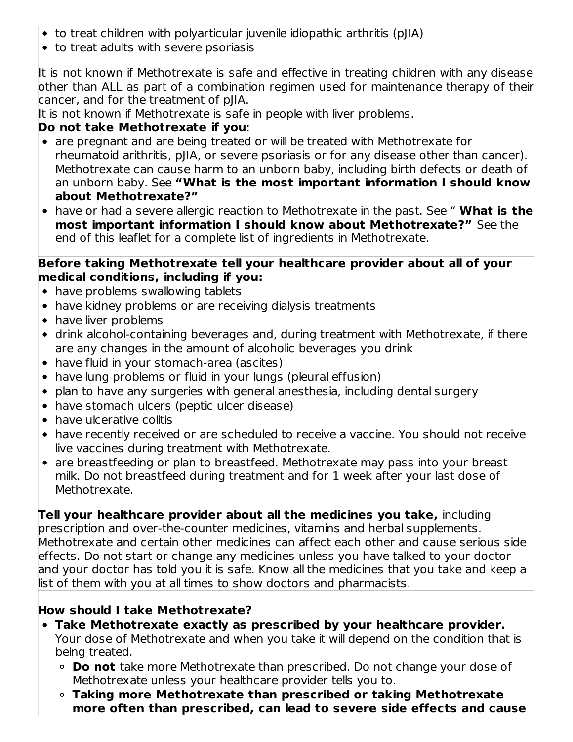- to treat children with polyarticular juvenile idiopathic arthritis (pJIA)
- to treat adults with severe psoriasis

It is not known if Methotrexate is safe and effective in treating children with any disease other than ALL as part of a combination regimen used for maintenance therapy of their cancer, and for the treatment of pJIA.

It is not known if Methotrexate is safe in people with liver problems.

**Do not take Methotrexate if you**:

- are pregnant and are being treated or will be treated with Methotrexate for rheumatoid arithritis, pJIA, or severe psoriasis or for any disease other than cancer). Methotrexate can cause harm to an unborn baby, including birth defects or death of an unborn baby. See **"What is the most important information I should know about Methotrexate?"**
- have or had a severe allergic reaction to Methotrexate in the past. See " **What is the most important information I should know about Methotrexate?"** See the end of this leaflet for a complete list of ingredients in Methotrexate.

**Before taking Methotrexate tell your healthcare provider about all of your medical conditions, including if you:**

- have problems swallowing tablets
- have kidney problems or are receiving dialysis treatments
- have liver problems
- drink alcohol-containing beverages and, during treatment with Methotrexate, if there are any changes in the amount of alcoholic beverages you drink
- have fluid in your stomach-area (ascites)
- have lung problems or fluid in your lungs (pleural effusion)
- plan to have any surgeries with general anesthesia, including dental surgery
- have stomach ulcers (peptic ulcer disease)
- have ulcerative colitis
- have recently received or are scheduled to receive a vaccine. You should not receive live vaccines during treatment with Methotrexate.
- are breastfeeding or plan to breastfeed. Methotrexate may pass into your breast milk. Do not breastfeed during treatment and for 1 week after your last dose of Methotrexate.

**Tell your healthcare provider about all the medicines you take,** including prescription and over-the-counter medicines, vitamins and herbal supplements. Methotrexate and certain other medicines can affect each other and cause serious side effects. Do not start or change any medicines unless you have talked to your doctor and your doctor has told you it is safe. Know all the medicines that you take and keep a list of them with you at all times to show doctors and pharmacists.

**How should I take Methotrexate?**

- **Take Methotrexate exactly as prescribed by your healthcare provider.** Your dose of Methotrexate and when you take it will depend on the condition that is being treated.
  - **Do not** take more Methotrexate than prescribed. Do not change your dose of Methotrexate unless your healthcare provider tells you to.
  - **Taking more Methotrexate than prescribed or taking Methotrexate more often than prescribed, can lead to severe side effects and cause**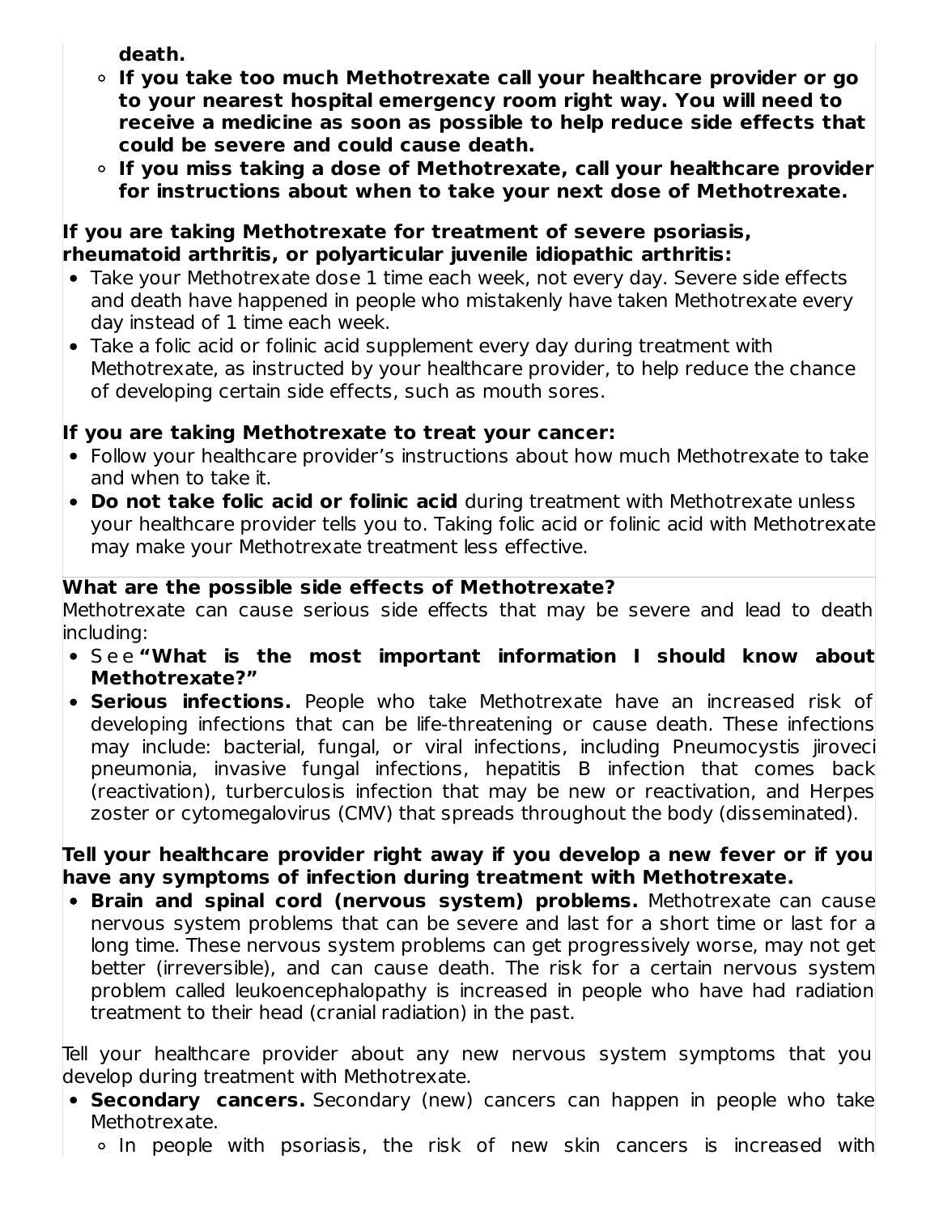**death.**
    - **If you take too much Methotrexate call your healthcare provider or go to your nearest hospital emergency room right way. You will need to receive a medicine as soon as possible to help reduce side effects that could be severe and could cause death.**
    - **If you miss taking a dose of Methotrexate, call your healthcare provider for instructions about when to take your next dose of Methotrexate.**

**If you are taking Methotrexate for treatment of severe psoriasis, rheumatoid arthritis, or polyarticular juvenile idiopathic arthritis:**

- Take your Methotrexate dose 1 time each week, not every day. Severe side effects and death have happened in people who mistakenly have taken Methotrexate every day instead of 1 time each week.
- Take a folic acid or folinic acid supplement every day during treatment with Methotrexate, as instructed by your healthcare provider, to help reduce the chance of developing certain side effects, such as mouth sores.

**If you are taking Methotrexate to treat your cancer:**

- Follow your healthcare provider's instructions about how much Methotrexate to take and when to take it.
- **Do not take folic acid or folinic acid** during treatment with Methotrexate unless your healthcare provider tells you to. Taking folic acid or folinic acid with Methotrexate may make your Methotrexate treatment less effective.

**What are the possible side effects of Methotrexate?**

Methotrexate can cause serious side effects that may be severe and lead to death including:

- See **"What is the most important information I should know about Methotrexate?"**
- **Serious infections.** People who take Methotrexate have an increased risk of developing infections that can be life-threatening or cause death. These infections may include: bacterial, fungal, or viral infections, including Pneumocystis jiroveci pneumonia, invasive fungal infections, hepatitis B infection that comes back (reactivation), turberculosis infection that may be new or reactivation, and Herpes zoster or cytomegalovirus (CMV) that spreads throughout the body (disseminated).

**Tell your healthcare provider right away if you develop a new fever or if you have any symptoms of infection during treatment with Methotrexate.**

- **Brain and spinal cord (nervous system) problems.** Methotrexate can cause nervous system problems that can be severe and last for a short time or last for a long time. These nervous system problems can get progressively worse, may not get better (irreversible), and can cause death. The risk for a certain nervous system problem called leukoencephalopathy is increased in people who have had radiation treatment to their head (cranial radiation) in the past.

Tell your healthcare provider about any new nervous system symptoms that you develop during treatment with Methotrexate.

- **Secondary cancers.** Secondary (new) cancers can happen in people who take Methotrexate.
    - In people with psoriasis, the risk of new skin cancers is increased with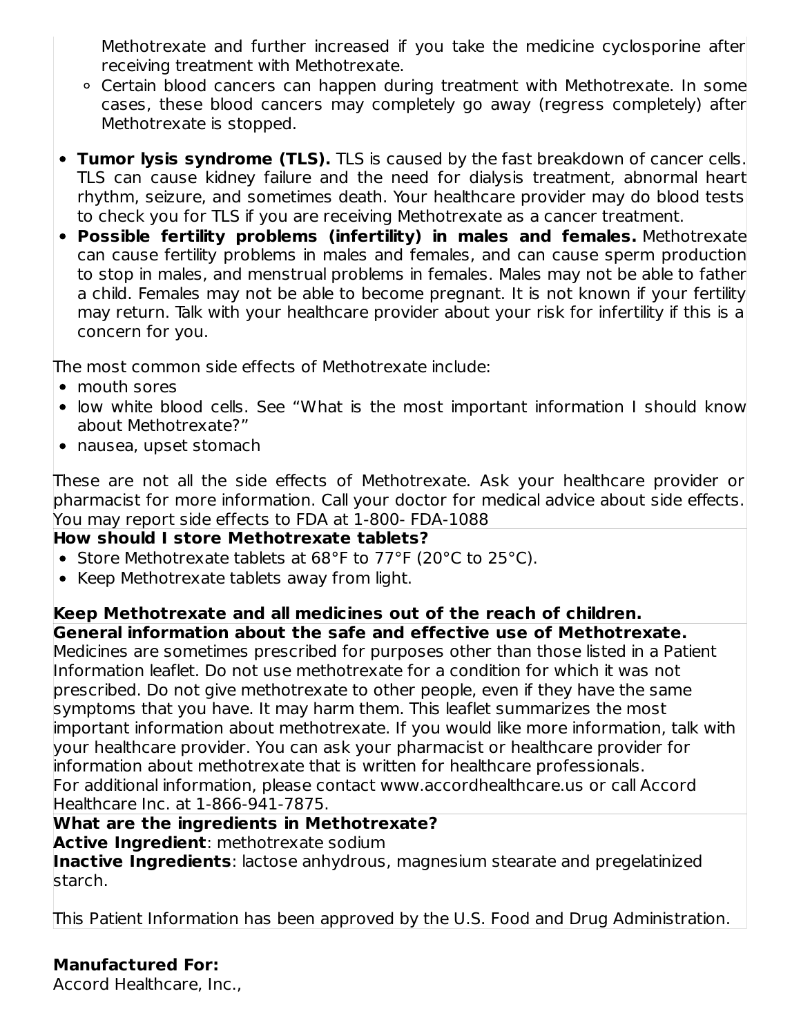Methotrexate and further increased if you take the medicine cyclosporine after receiving treatment with Methotrexate.
  - Certain blood cancers can happen during treatment with Methotrexate. In some cases, these blood cancers may completely go away (regress completely) after Methotrexate is stopped.

- **Tumor lysis syndrome (TLS).** TLS is caused by the fast breakdown of cancer cells. TLS can cause kidney failure and the need for dialysis treatment, abnormal heart rhythm, seizure, and sometimes death. Your healthcare provider may do blood tests to check you for TLS if you are receiving Methotrexate as a cancer treatment.
- **Possible fertility problems (infertility) in males and females.** Methotrexate can cause fertility problems in males and females, and can cause sperm production to stop in males, and menstrual problems in females. Males may not be able to father a child. Females may not be able to become pregnant. It is not known if your fertility may return. Talk with your healthcare provider about your risk for infertility if this is a concern for you.

The most common side effects of Methotrexate include:

- mouth sores
- low white blood cells. See "What is the most important information I should know about Methotrexate?"
- nausea, upset stomach

These are not all the side effects of Methotrexate. Ask your healthcare provider or pharmacist for more information. Call your doctor for medical advice about side effects. You may report side effects to FDA at 1-800- FDA-1088

**How should I store Methotrexate tablets?**

- Store Methotrexate tablets at 68°F to 77°F (20°C to 25°C).
- Keep Methotrexate tablets away from light.

**Keep Methotrexate and all medicines out of the reach of children.**

**General information about the safe and effective use of Methotrexate.**

Medicines are sometimes prescribed for purposes other than those listed in a Patient Information leaflet. Do not use methotrexate for a condition for which it was not prescribed. Do not give methotrexate to other people, even if they have the same symptoms that you have. It may harm them. This leaflet summarizes the most important information about methotrexate. If you would like more information, talk with your healthcare provider. You can ask your pharmacist or healthcare provider for information about methotrexate that is written for healthcare professionals.
For additional information, please contact www.accordhealthcare.us or call Accord Healthcare Inc. at 1-866-941-7875.

**What are the ingredients in Methotrexate?**

**Active Ingredient**: methotrexate sodium

**Inactive Ingredients**: lactose anhydrous, magnesium stearate and pregelatinized starch.

This Patient Information has been approved by the U.S. Food and Drug Administration.

**Manufactured For:**
Accord Healthcare, Inc.,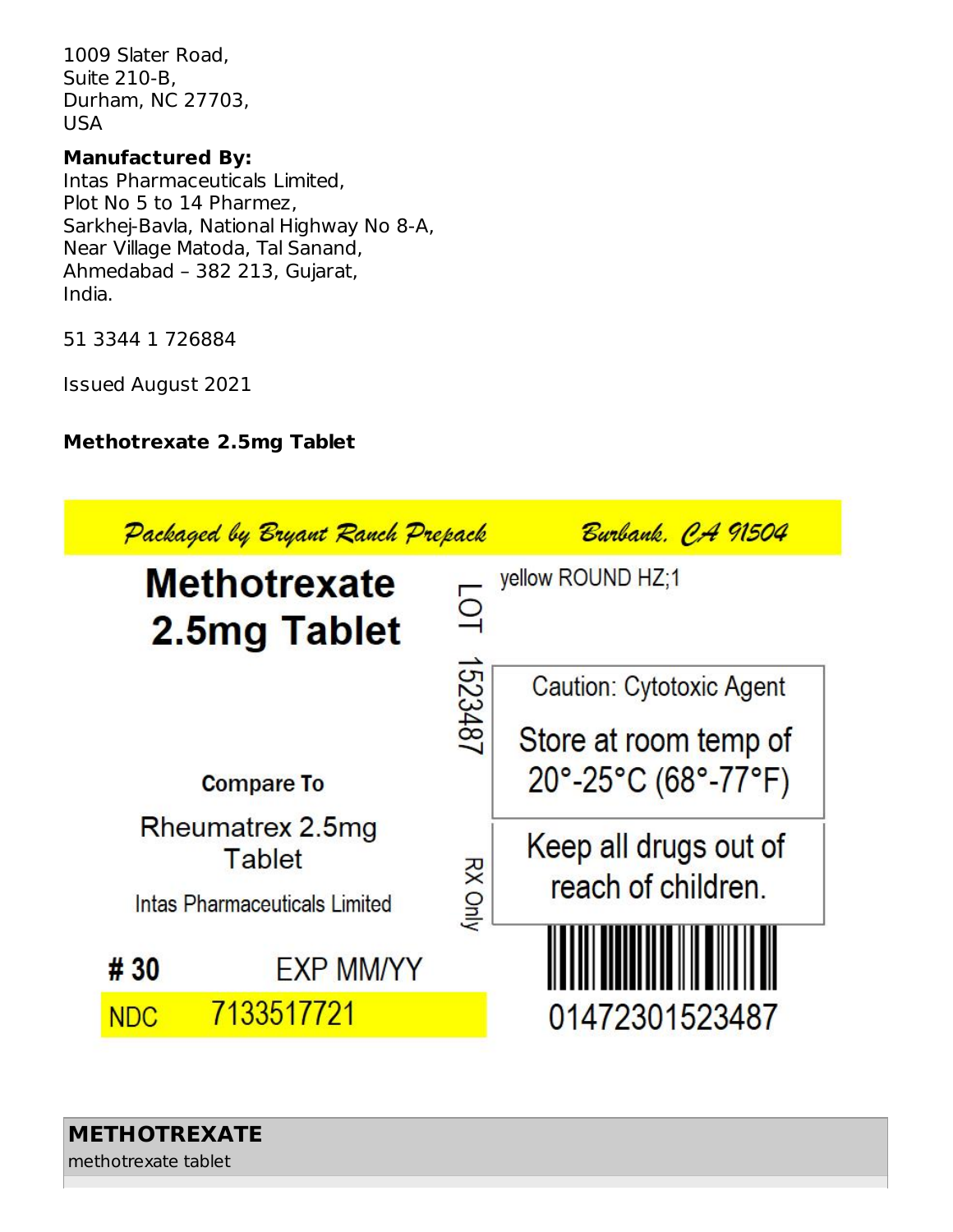1009 Slater Road,
Suite 210-B,
Durham, NC 27703,
USA

**Manufactured By:**
Intas Pharmaceuticals Limited,
Plot No 5 to 14 Pharmez,
Sarkhej-Bavla, National Highway No 8-A,
Near Village Matoda, Tal Sanand,
Ahmedabad – 382 213, Gujarat,
India.

51 3344 1 726884

Issued August 2021

**Methotrexate 2.5mg Tablet**

Packaged by Bryant Ranch Prepack Burbank, CA 91504

**Methotrexate 2.5mg Tablet**

LOT 1523487

yellow ROUND HZ;1

Caution: Cytotoxic Agent

Store at room temp of 20°-25°C (68°-77°F)

**Compare To**

Rheumatrex 2.5mg Tablet

Intas Pharmaceuticals Limited

RX Only

Keep all drugs out of reach of children.

**# 30** EXP MM/YY

NDC 7133517721

01472301523487

**METHOTREXATE**
methotrexate tablet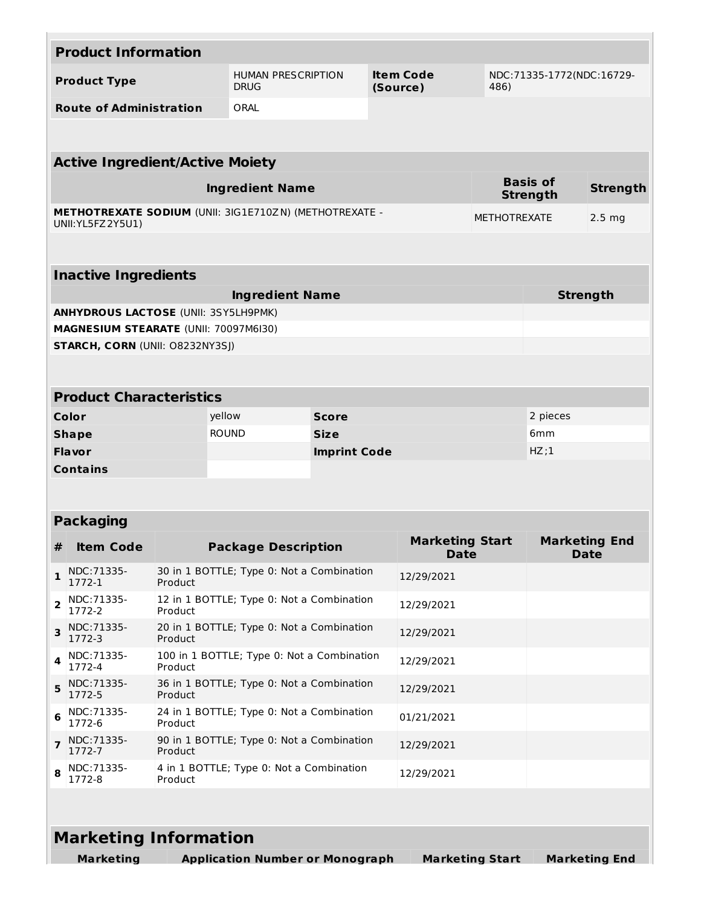## Product Information

| Product Type | HUMAN PRESCRIPTION DRUG | Item Code (Source) | NDC:71335-1772(NDC:16729-486) |
|---|---|---|---|
| Route of Administration | ORAL | | |

## Active Ingredient/Active Moiety

| Ingredient Name | Basis of Strength | Strength |
|---|---|---|
| **METHOTREXATE SODIUM** (UNII: 3IG1E710ZN) (METHOTREXATE - UNII:YL5FZ2Y5U1) | METHOTREXATE | 2.5 mg |

## Inactive Ingredients

| Ingredient Name | Strength |
|---|---|
| **ANHYDROUS LACTOSE** (UNII: 3SY5LH9PMK) | |
| **MAGNESIUM STEARATE** (UNII: 70097M6I30) | |
| **STARCH, CORN** (UNII: O8232NY3SJ) | |

## Product Characteristics

| Color | yellow | Score | 2 pieces |
|---|---|---|---|
| Shape | ROUND | Size | 6mm |
| Flavor | | Imprint Code | HZ;1 |
| Contains | | | |

## Packaging

| # | Item Code | Package Description | Marketing Start Date | Marketing End Date |
|---|---|---|---|---|
| 1 | NDC:71335-1772-1 | 30 in 1 BOTTLE; Type 0: Not a Combination Product | 12/29/2021 | |
| 2 | NDC:71335-1772-2 | 12 in 1 BOTTLE; Type 0: Not a Combination Product | 12/29/2021 | |
| 3 | NDC:71335-1772-3 | 20 in 1 BOTTLE; Type 0: Not a Combination Product | 12/29/2021 | |
| 4 | NDC:71335-1772-4 | 100 in 1 BOTTLE; Type 0: Not a Combination Product | 12/29/2021 | |
| 5 | NDC:71335-1772-5 | 36 in 1 BOTTLE; Type 0: Not a Combination Product | 12/29/2021 | |
| 6 | NDC:71335-1772-6 | 24 in 1 BOTTLE; Type 0: Not a Combination Product | 01/21/2021 | |
| 7 | NDC:71335-1772-7 | 90 in 1 BOTTLE; Type 0: Not a Combination Product | 12/29/2021 | |
| 8 | NDC:71335-1772-8 | 4 in 1 BOTTLE; Type 0: Not a Combination Product | 12/29/2021 | |

## Marketing Information

| Marketing | Application Number or Monograph | Marketing Start | Marketing End |
|---|---|---|---|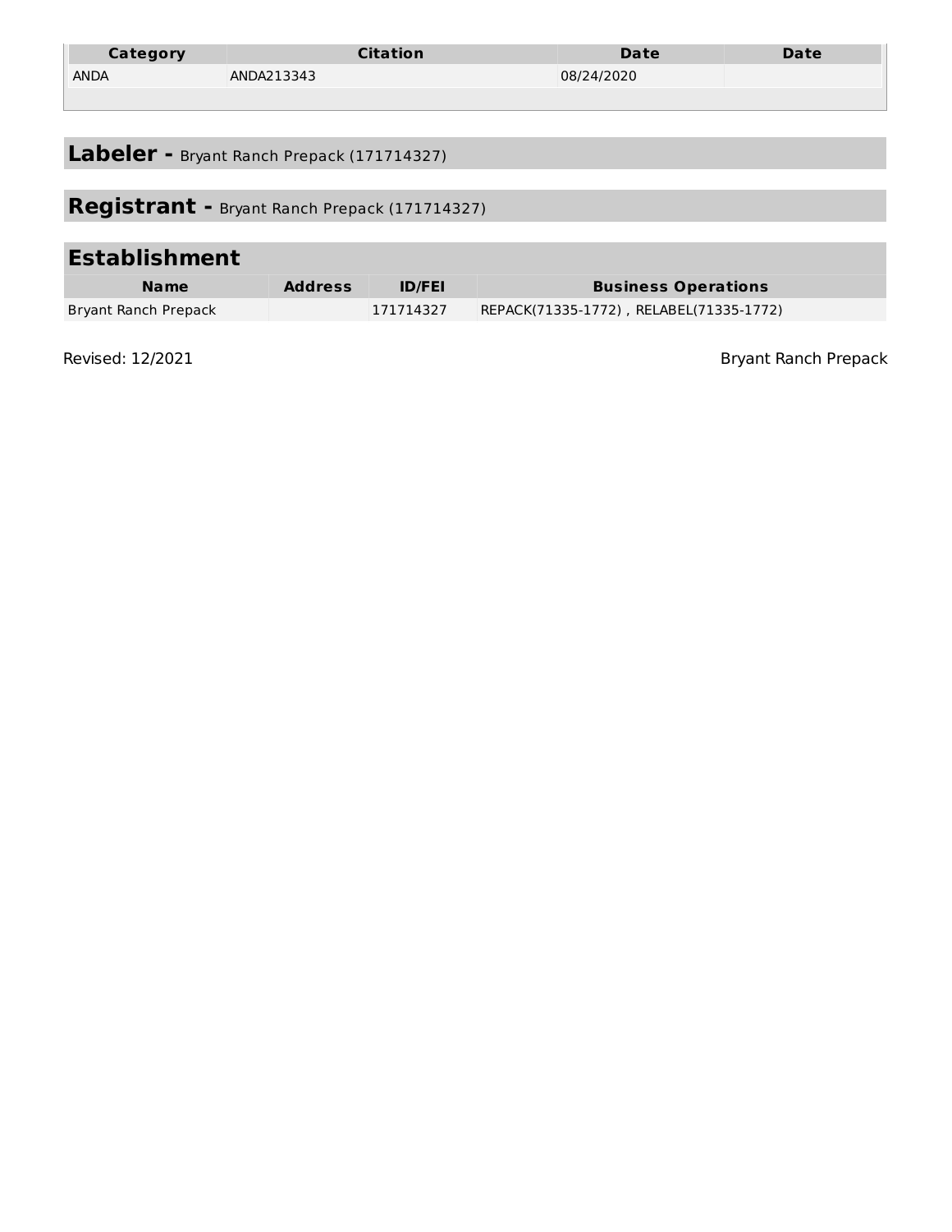| Category | Citation | Date | Date |
| --- | --- | --- | --- |
| ANDA | ANDA213343 | 08/24/2020 | |

## Labeler - Bryant Ranch Prepack (171714327)

## Registrant - Bryant Ranch Prepack (171714327)

## Establishment

| Name | Address | ID/FEI | Business Operations |
| --- | --- | --- | --- |
| Bryant Ranch Prepack | | 171714327 | REPACK(71335-1772) , RELABEL(71335-1772) |

Revised: 12/2021

Bryant Ranch Prepack